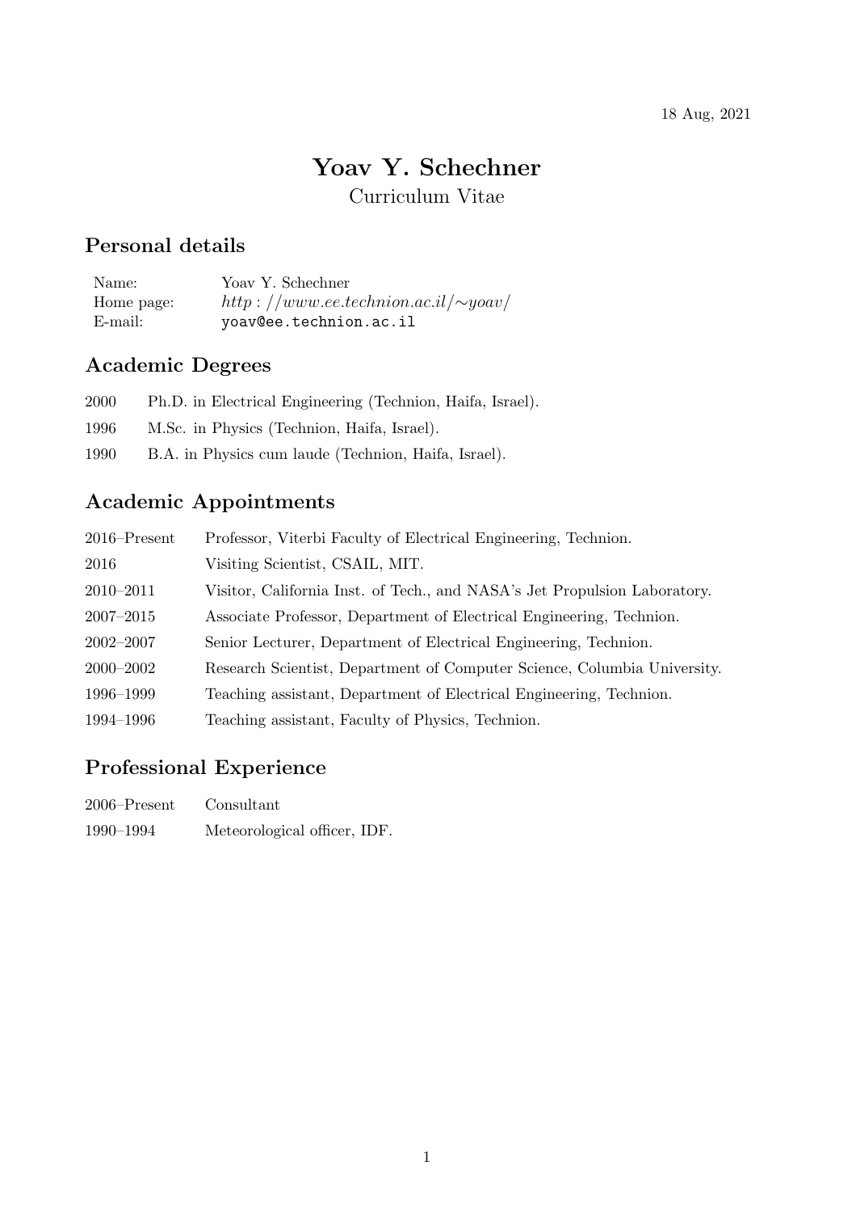18 Aug, 2021

# Yoav Y. Schechner

Curriculum Vitae

## Personal details

| | |
|---|---|
| Name: | Yoav Y. Schechner |
| Home page: | *http://www.ee.technion.ac.il/∼yoav/* |
| E-mail: | `yoav@ee.technion.ac.il` |

## Academic Degrees

2000 Ph.D. in Electrical Engineering (Technion, Haifa, Israel).

1996 M.Sc. in Physics (Technion, Haifa, Israel).

1990 B.A. in Physics cum laude (Technion, Haifa, Israel).

## Academic Appointments

| | |
|---|---|
| 2016–Present | Professor, Viterbi Faculty of Electrical Engineering, Technion. |
| 2016 | Visiting Scientist, CSAIL, MIT. |
| 2010–2011 | Visitor, California Inst. of Tech., and NASA's Jet Propulsion Laboratory. |
| 2007–2015 | Associate Professor, Department of Electrical Engineering, Technion. |
| 2002–2007 | Senior Lecturer, Department of Electrical Engineering, Technion. |
| 2000–2002 | Research Scientist, Department of Computer Science, Columbia University. |
| 1996–1999 | Teaching assistant, Department of Electrical Engineering, Technion. |
| 1994–1996 | Teaching assistant, Faculty of Physics, Technion. |

## Professional Experience

| | |
|---|---|
| 2006–Present | Consultant |
| 1990–1994 | Meteorological officer, IDF. |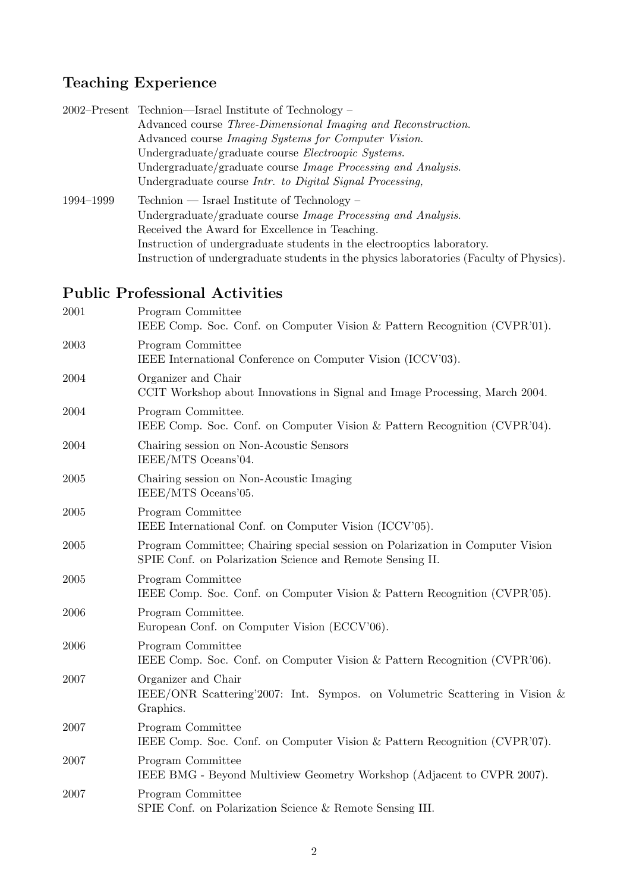## Teaching Experience

2002–Present Technion—Israel Institute of Technology –
Advanced course *Three-Dimensional Imaging and Reconstruction*.
Advanced course *Imaging Systems for Computer Vision*.
Undergraduate/graduate course *Electroopic Systems*.
Undergraduate/graduate course *Image Processing and Analysis*.
Undergraduate course *Intr. to Digital Signal Processing,*

1994–1999 Technion — Israel Institute of Technology –
Undergraduate/graduate course *Image Processing and Analysis*.
Received the Award for Excellence in Teaching.
Instruction of undergraduate students in the electrooptics laboratory.
Instruction of undergraduate students in the physics laboratories (Faculty of Physics).

## Public Professional Activities

2001 Program Committee
IEEE Comp. Soc. Conf. on Computer Vision & Pattern Recognition (CVPR'01).

2003 Program Committee
IEEE International Conference on Computer Vision (ICCV'03).

2004 Organizer and Chair
CCIT Workshop about Innovations in Signal and Image Processing, March 2004.

2004 Program Committee.
IEEE Comp. Soc. Conf. on Computer Vision & Pattern Recognition (CVPR'04).

2004 Chairing session on Non-Acoustic Sensors
IEEE/MTS Oceans'04.

2005 Chairing session on Non-Acoustic Imaging
IEEE/MTS Oceans'05.

2005 Program Committee
IEEE International Conf. on Computer Vision (ICCV'05).

2005 Program Committee; Chairing special session on Polarization in Computer Vision
SPIE Conf. on Polarization Science and Remote Sensing II.

2005 Program Committee
IEEE Comp. Soc. Conf. on Computer Vision & Pattern Recognition (CVPR'05).

2006 Program Committee.
European Conf. on Computer Vision (ECCV'06).

2006 Program Committee
IEEE Comp. Soc. Conf. on Computer Vision & Pattern Recognition (CVPR'06).

2007 Organizer and Chair
IEEE/ONR Scattering'2007: Int. Sympos. on Volumetric Scattering in Vision & Graphics.

2007 Program Committee
IEEE Comp. Soc. Conf. on Computer Vision & Pattern Recognition (CVPR'07).

2007 Program Committee
IEEE BMG - Beyond Multiview Geometry Workshop (Adjacent to CVPR 2007).

2007 Program Committee
SPIE Conf. on Polarization Science & Remote Sensing III.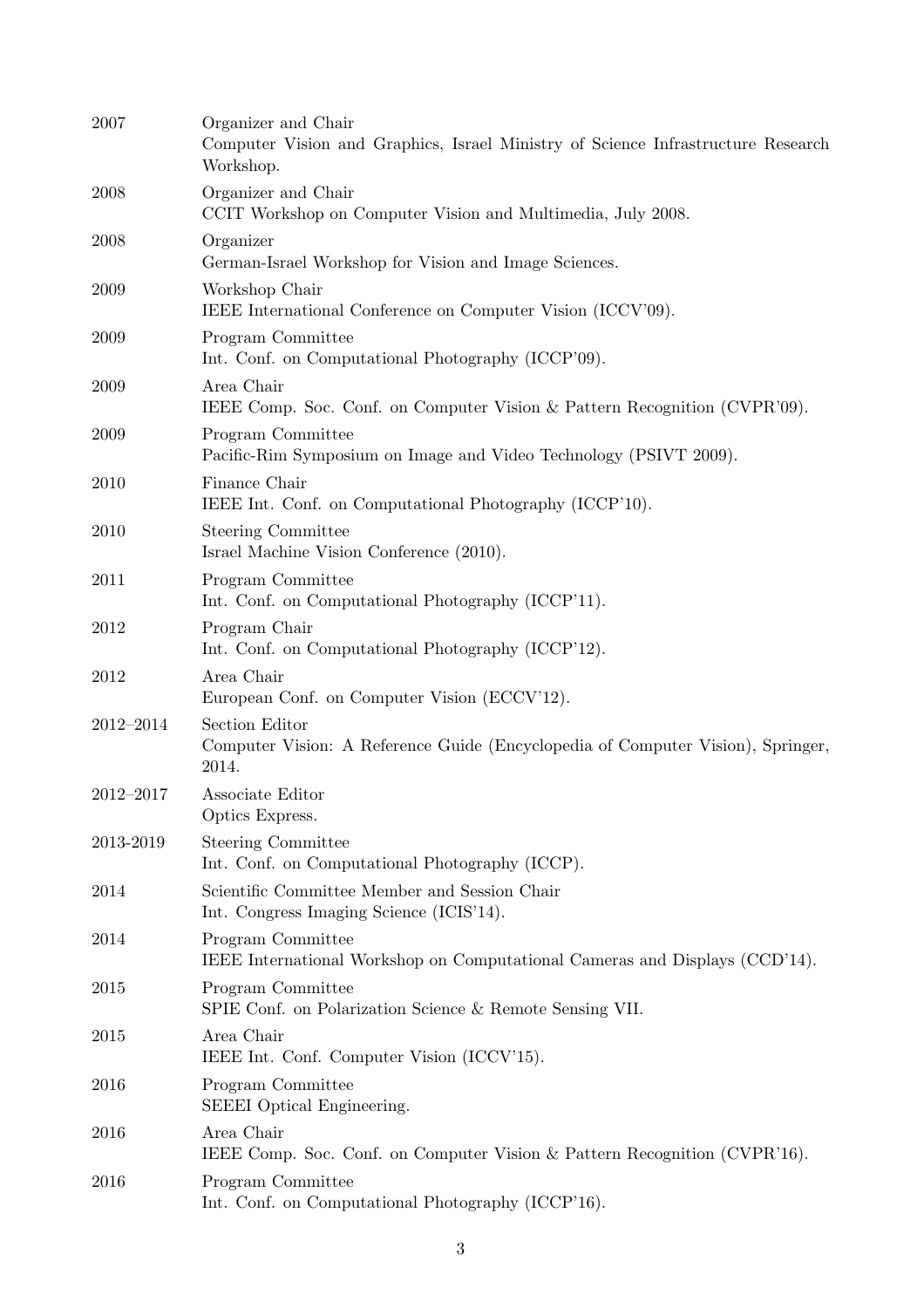2007 Organizer and Chair
Computer Vision and Graphics, Israel Ministry of Science Infrastructure Research Workshop.

2008 Organizer and Chair
CCIT Workshop on Computer Vision and Multimedia, July 2008.

2008 Organizer
German-Israel Workshop for Vision and Image Sciences.

2009 Workshop Chair
IEEE International Conference on Computer Vision (ICCV'09).

2009 Program Committee
Int. Conf. on Computational Photography (ICCP'09).

2009 Area Chair
IEEE Comp. Soc. Conf. on Computer Vision & Pattern Recognition (CVPR'09).

2009 Program Committee
Pacific-Rim Symposium on Image and Video Technology (PSIVT 2009).

2010 Finance Chair
IEEE Int. Conf. on Computational Photography (ICCP'10).

2010 Steering Committee
Israel Machine Vision Conference (2010).

2011 Program Committee
Int. Conf. on Computational Photography (ICCP'11).

2012 Program Chair
Int. Conf. on Computational Photography (ICCP'12).

2012 Area Chair
European Conf. on Computer Vision (ECCV'12).

2012–2014 Section Editor
Computer Vision: A Reference Guide (Encyclopedia of Computer Vision), Springer, 2014.

2012–2017 Associate Editor
Optics Express.

2013-2019 Steering Committee
Int. Conf. on Computational Photography (ICCP).

2014 Scientific Committee Member and Session Chair
Int. Congress Imaging Science (ICIS'14).

2014 Program Committee
IEEE International Workshop on Computational Cameras and Displays (CCD'14).

2015 Program Committee
SPIE Conf. on Polarization Science & Remote Sensing VII.

2015 Area Chair
IEEE Int. Conf. Computer Vision (ICCV'15).

2016 Program Committee
SEEEI Optical Engineering.

2016 Area Chair
IEEE Comp. Soc. Conf. on Computer Vision & Pattern Recognition (CVPR'16).

2016 Program Committee
Int. Conf. on Computational Photography (ICCP'16).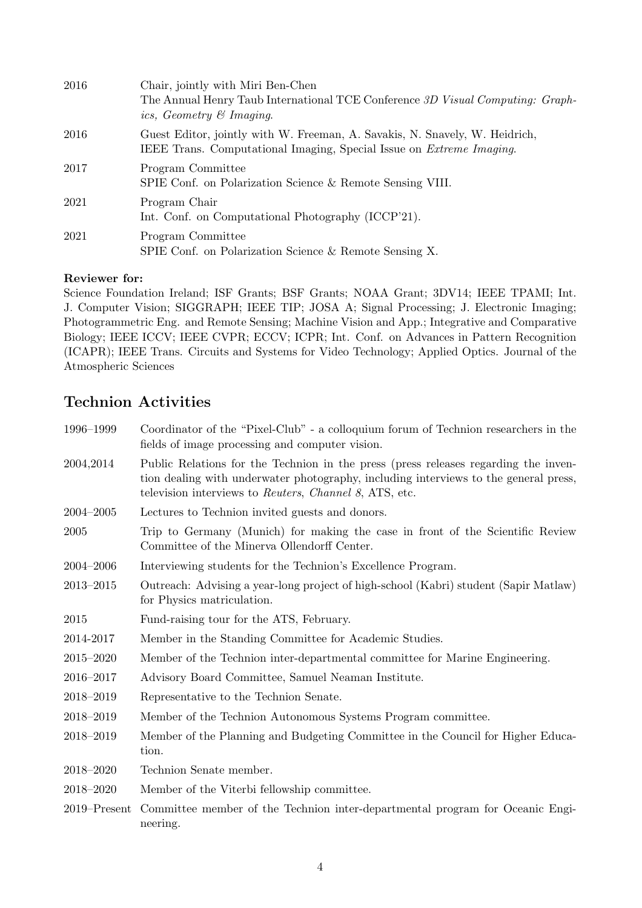| | |
|---|---|
| 2016 | Chair, jointly with Miri Ben-Chen<br>The Annual Henry Taub International TCE Conference *3D Visual Computing: Graphics, Geometry & Imaging*. |
| 2016 | Guest Editor, jointly with W. Freeman, A. Savakis, N. Snavely, W. Heidrich,<br>IEEE Trans. Computational Imaging, Special Issue on *Extreme Imaging*. |
| 2017 | Program Committee<br>SPIE Conf. on Polarization Science & Remote Sensing VIII. |
| 2021 | Program Chair<br>Int. Conf. on Computational Photography (ICCP'21). |
| 2021 | Program Committee<br>SPIE Conf. on Polarization Science & Remote Sensing X. |

**Reviewer for:**
Science Foundation Ireland; ISF Grants; BSF Grants; NOAA Grant; 3DV14; IEEE TPAMI; Int. J. Computer Vision; SIGGRAPH; IEEE TIP; JOSA A; Signal Processing; J. Electronic Imaging; Photogrammetric Eng. and Remote Sensing; Machine Vision and App.; Integrative and Comparative Biology; IEEE ICCV; IEEE CVPR; ECCV; ICPR; Int. Conf. on Advances in Pattern Recognition (ICAPR); IEEE Trans. Circuits and Systems for Video Technology; Applied Optics. Journal of the Atmospheric Sciences

## Technion Activities

| | |
|---|---|
| 1996–1999 | Coordinator of the "Pixel-Club" - a colloquium forum of Technion researchers in the fields of image processing and computer vision. |
| 2004,2014 | Public Relations for the Technion in the press (press releases regarding the invention dealing with underwater photography, including interviews to the general press, television interviews to *Reuters*, *Channel 8*, ATS, etc. |
| 2004–2005 | Lectures to Technion invited guests and donors. |
| 2005 | Trip to Germany (Munich) for making the case in front of the Scientific Review Committee of the Minerva Ollendorff Center. |
| 2004–2006 | Interviewing students for the Technion's Excellence Program. |
| 2013–2015 | Outreach: Advising a year-long project of high-school (Kabri) student (Sapir Matlaw) for Physics matriculation. |
| 2015 | Fund-raising tour for the ATS, February. |
| 2014-2017 | Member in the Standing Committee for Academic Studies. |
| 2015–2020 | Member of the Technion inter-departmental committee for Marine Engineering. |
| 2016–2017 | Advisory Board Committee, Samuel Neaman Institute. |
| 2018–2019 | Representative to the Technion Senate. |
| 2018–2019 | Member of the Technion Autonomous Systems Program committee. |
| 2018–2019 | Member of the Planning and Budgeting Committee in the Council for Higher Education. |
| 2018–2020 | Technion Senate member. |
| 2018–2020 | Member of the Viterbi fellowship committee. |
| 2019–Present | Committee member of the Technion inter-departmental program for Oceanic Engineering. |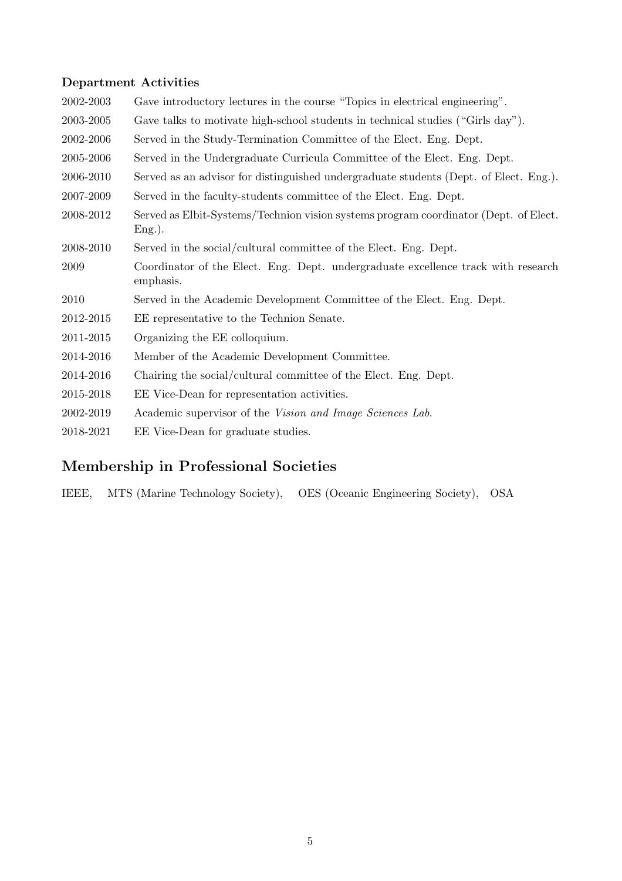### Department Activities

| | |
|---|---|
| 2002-2003 | Gave introductory lectures in the course "Topics in electrical engineering". |
| 2003-2005 | Gave talks to motivate high-school students in technical studies ("Girls day"). |
| 2002-2006 | Served in the Study-Termination Committee of the Elect. Eng. Dept. |
| 2005-2006 | Served in the Undergraduate Curricula Committee of the Elect. Eng. Dept. |
| 2006-2010 | Served as an advisor for distinguished undergraduate students (Dept. of Elect. Eng.). |
| 2007-2009 | Served in the faculty-students committee of the Elect. Eng. Dept. |
| 2008-2012 | Served as Elbit-Systems/Technion vision systems program coordinator (Dept. of Elect. Eng.). |
| 2008-2010 | Served in the social/cultural committee of the Elect. Eng. Dept. |
| 2009 | Coordinator of the Elect. Eng. Dept. undergraduate excellence track with research emphasis. |
| 2010 | Served in the Academic Development Committee of the Elect. Eng. Dept. |
| 2012-2015 | EE representative to the Technion Senate. |
| 2011-2015 | Organizing the EE colloquium. |
| 2014-2016 | Member of the Academic Development Committee. |
| 2014-2016 | Chairing the social/cultural committee of the Elect. Eng. Dept. |
| 2015-2018 | EE Vice-Dean for representation activities. |
| 2002-2019 | Academic supervisor of the *Vision and Image Sciences Lab*. |
| 2018-2021 | EE Vice-Dean for graduate studies. |

## Membership in Professional Societies

IEEE, MTS (Marine Technology Society), OES (Oceanic Engineering Society), OSA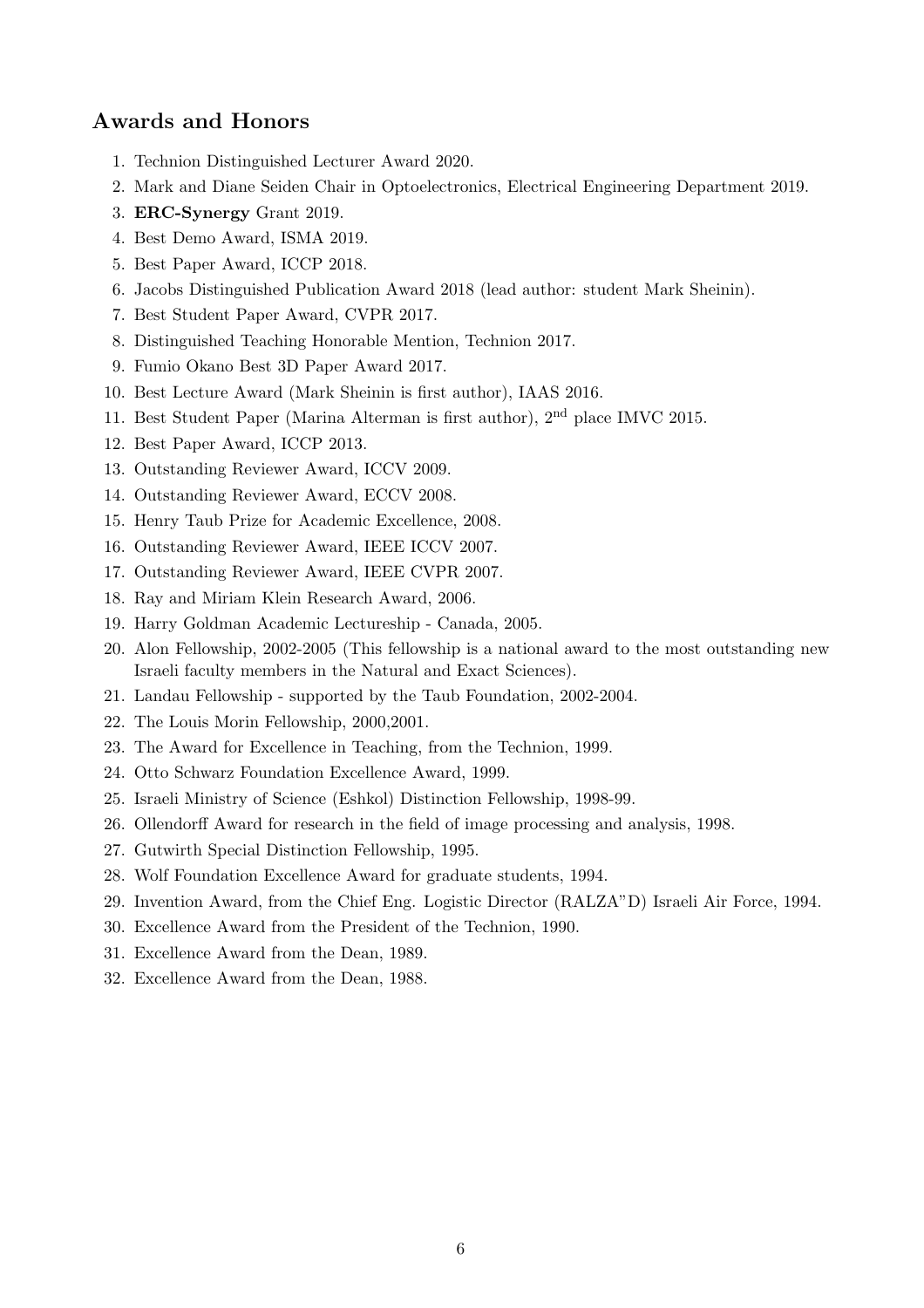## Awards and Honors

1. Technion Distinguished Lecturer Award 2020.
2. Mark and Diane Seiden Chair in Optoelectronics, Electrical Engineering Department 2019.
3. **ERC-Synergy** Grant 2019.
4. Best Demo Award, ISMA 2019.
5. Best Paper Award, ICCP 2018.
6. Jacobs Distinguished Publication Award 2018 (lead author: student Mark Sheinin).
7. Best Student Paper Award, CVPR 2017.
8. Distinguished Teaching Honorable Mention, Technion 2017.
9. Fumio Okano Best 3D Paper Award 2017.
10. Best Lecture Award (Mark Sheinin is first author), IAAS 2016.
11. Best Student Paper (Marina Alterman is first author), $2^{\text{nd}}$ place IMVC 2015.
12. Best Paper Award, ICCP 2013.
13. Outstanding Reviewer Award, ICCV 2009.
14. Outstanding Reviewer Award, ECCV 2008.
15. Henry Taub Prize for Academic Excellence, 2008.
16. Outstanding Reviewer Award, IEEE ICCV 2007.
17. Outstanding Reviewer Award, IEEE CVPR 2007.
18. Ray and Miriam Klein Research Award, 2006.
19. Harry Goldman Academic Lectureship - Canada, 2005.
20. Alon Fellowship, 2002-2005 (This fellowship is a national award to the most outstanding new Israeli faculty members in the Natural and Exact Sciences).
21. Landau Fellowship - supported by the Taub Foundation, 2002-2004.
22. The Louis Morin Fellowship, 2000,2001.
23. The Award for Excellence in Teaching, from the Technion, 1999.
24. Otto Schwarz Foundation Excellence Award, 1999.
25. Israeli Ministry of Science (Eshkol) Distinction Fellowship, 1998-99.
26. Ollendorff Award for research in the field of image processing and analysis, 1998.
27. Gutwirth Special Distinction Fellowship, 1995.
28. Wolf Foundation Excellence Award for graduate students, 1994.
29. Invention Award, from the Chief Eng. Logistic Director (RALZA"D) Israeli Air Force, 1994.
30. Excellence Award from the President of the Technion, 1990.
31. Excellence Award from the Dean, 1989.
32. Excellence Award from the Dean, 1988.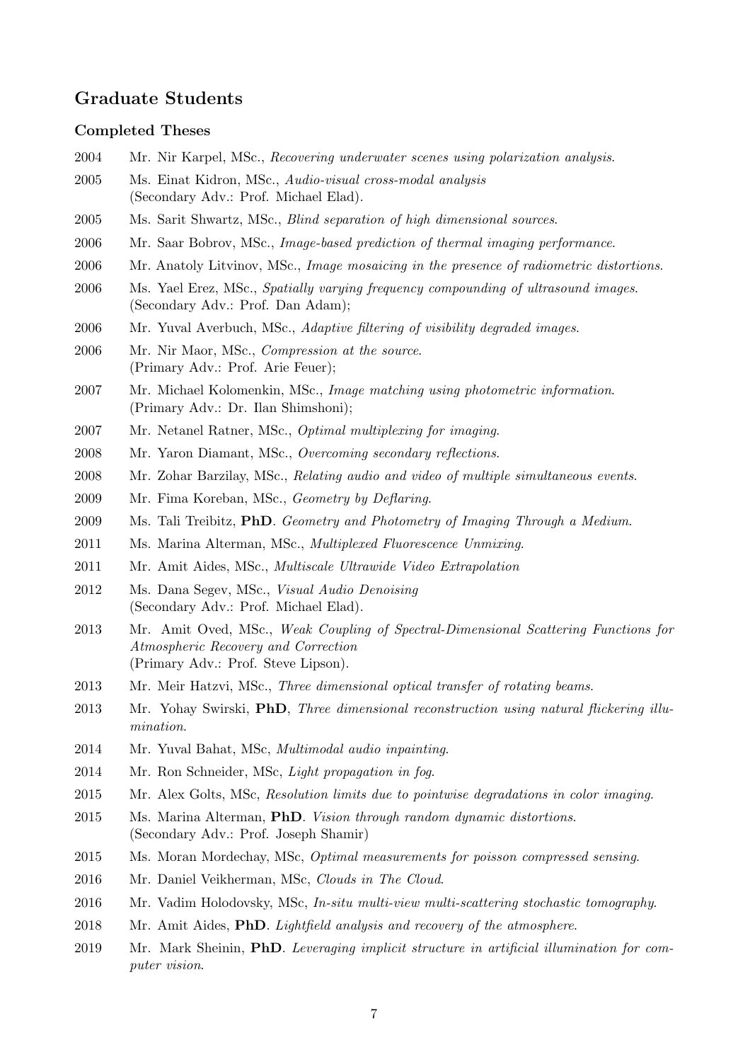## Graduate Students

### Completed Theses

2004 Mr. Nir Karpel, MSc., *Recovering underwater scenes using polarization analysis.*

2005 Ms. Einat Kidron, MSc., *Audio-visual cross-modal analysis*
(Secondary Adv.: Prof. Michael Elad).

2005 Ms. Sarit Shwartz, MSc., *Blind separation of high dimensional sources.*

2006 Mr. Saar Bobrov, MSc., *Image-based prediction of thermal imaging performance.*

2006 Mr. Anatoly Litvinov, MSc., *Image mosaicing in the presence of radiometric distortions.*

2006 Ms. Yael Erez, MSc., *Spatially varying frequency compounding of ultrasound images.*
(Secondary Adv.: Prof. Dan Adam);

2006 Mr. Yuval Averbuch, MSc., *Adaptive filtering of visibility degraded images.*

2006 Mr. Nir Maor, MSc., *Compression at the source.*
(Primary Adv.: Prof. Arie Feuer);

2007 Mr. Michael Kolomenkin, MSc., *Image matching using photometric information.*
(Primary Adv.: Dr. Ilan Shimshoni);

2007 Mr. Netanel Ratner, MSc., *Optimal multiplexing for imaging.*

2008 Mr. Yaron Diamant, MSc., *Overcoming secondary reflections.*

2008 Mr. Zohar Barzilay, MSc., *Relating audio and video of multiple simultaneous events.*

2009 Mr. Fima Koreban, MSc., *Geometry by Deflaring.*

2009 Ms. Tali Treibitz, **PhD**. *Geometry and Photometry of Imaging Through a Medium.*

2011 Ms. Marina Alterman, MSc., *Multiplexed Fluorescence Unmixing.*

2011 Mr. Amit Aides, MSc., *Multiscale Ultrawide Video Extrapolation*

2012 Ms. Dana Segev, MSc., *Visual Audio Denoising*
(Secondary Adv.: Prof. Michael Elad).

2013 Mr. Amit Oved, MSc., *Weak Coupling of Spectral-Dimensional Scattering Functions for Atmospheric Recovery and Correction*
(Primary Adv.: Prof. Steve Lipson).

2013 Mr. Meir Hatzvi, MSc., *Three dimensional optical transfer of rotating beams.*

2013 Mr. Yohay Swirski, **PhD**, *Three dimensional reconstruction using natural flickering illumination.*

2014 Mr. Yuval Bahat, MSc, *Multimodal audio inpainting.*

2014 Mr. Ron Schneider, MSc, *Light propagation in fog.*

2015 Mr. Alex Golts, MSc, *Resolution limits due to pointwise degradations in color imaging.*

2015 Ms. Marina Alterman, **PhD**. *Vision through random dynamic distortions.*
(Secondary Adv.: Prof. Joseph Shamir)

2015 Ms. Moran Mordechay, MSc, *Optimal measurements for poisson compressed sensing.*

2016 Mr. Daniel Veikherman, MSc, *Clouds in The Cloud.*

2016 Mr. Vadim Holodovsky, MSc, *In-situ multi-view multi-scattering stochastic tomography.*

2018 Mr. Amit Aides, **PhD**. *Lightfield analysis and recovery of the atmosphere.*

2019 Mr. Mark Sheinin, **PhD**. *Leveraging implicit structure in artificial illumination for computer vision.*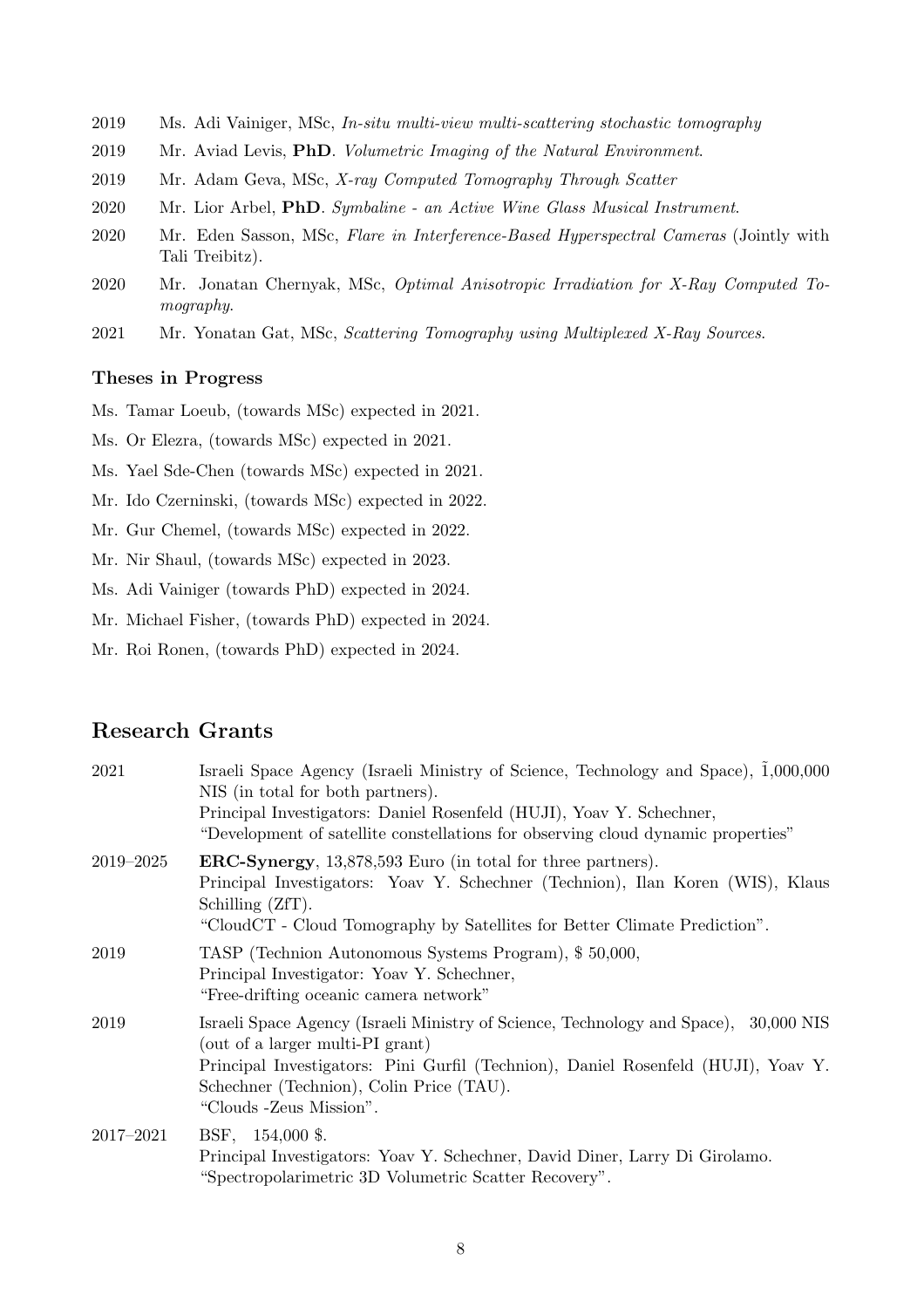2019 Ms. Adi Vainiger, MSc, *In-situ multi-view multi-scattering stochastic tomography*

2019 Mr. Aviad Levis, **PhD**. *Volumetric Imaging of the Natural Environment*.

2019 Mr. Adam Geva, MSc, *X-ray Computed Tomography Through Scatter*

2020 Mr. Lior Arbel, **PhD**. *Symbaline - an Active Wine Glass Musical Instrument*.

2020 Mr. Eden Sasson, MSc, *Flare in Interference-Based Hyperspectral Cameras* (Jointly with Tali Treibitz).

2020 Mr. Jonatan Chernyak, MSc, *Optimal Anisotropic Irradiation for X-Ray Computed Tomography*.

2021 Mr. Yonatan Gat, MSc, *Scattering Tomography using Multiplexed X-Ray Sources*.

### Theses in Progress

Ms. Tamar Loeub, (towards MSc) expected in 2021.

Ms. Or Elezra, (towards MSc) expected in 2021.

Ms. Yael Sde-Chen (towards MSc) expected in 2021.

Mr. Ido Czerninski, (towards MSc) expected in 2022.

Mr. Gur Chemel, (towards MSc) expected in 2022.

Mr. Nir Shaul, (towards MSc) expected in 2023.

Ms. Adi Vainiger (towards PhD) expected in 2024.

Mr. Michael Fisher, (towards PhD) expected in 2024.

Mr. Roi Ronen, (towards PhD) expected in 2024.

## Research Grants

2021 Israeli Space Agency (Israeli Ministry of Science, Technology and Space), ~1,000,000 NIS (in total for both partners).
Principal Investigators: Daniel Rosenfeld (HUJI), Yoav Y. Schechner,
"Development of satellite constellations for observing cloud dynamic properties"

2019–2025 **ERC-Synergy**, 13,878,593 Euro (in total for three partners).
Principal Investigators: Yoav Y. Schechner (Technion), Ilan Koren (WIS), Klaus Schilling (ZfT).
"CloudCT - Cloud Tomography by Satellites for Better Climate Prediction".

2019 TASP (Technion Autonomous Systems Program), \$ 50,000,
Principal Investigator: Yoav Y. Schechner,
"Free-drifting oceanic camera network"

2019 Israeli Space Agency (Israeli Ministry of Science, Technology and Space), 30,000 NIS (out of a larger multi-PI grant)
Principal Investigators: Pini Gurfil (Technion), Daniel Rosenfeld (HUJI), Yoav Y. Schechner (Technion), Colin Price (TAU).
"Clouds -Zeus Mission".

2017–2021 BSF, 154,000 \$.
Principal Investigators: Yoav Y. Schechner, David Diner, Larry Di Girolamo.
"Spectropolarimetric 3D Volumetric Scatter Recovery".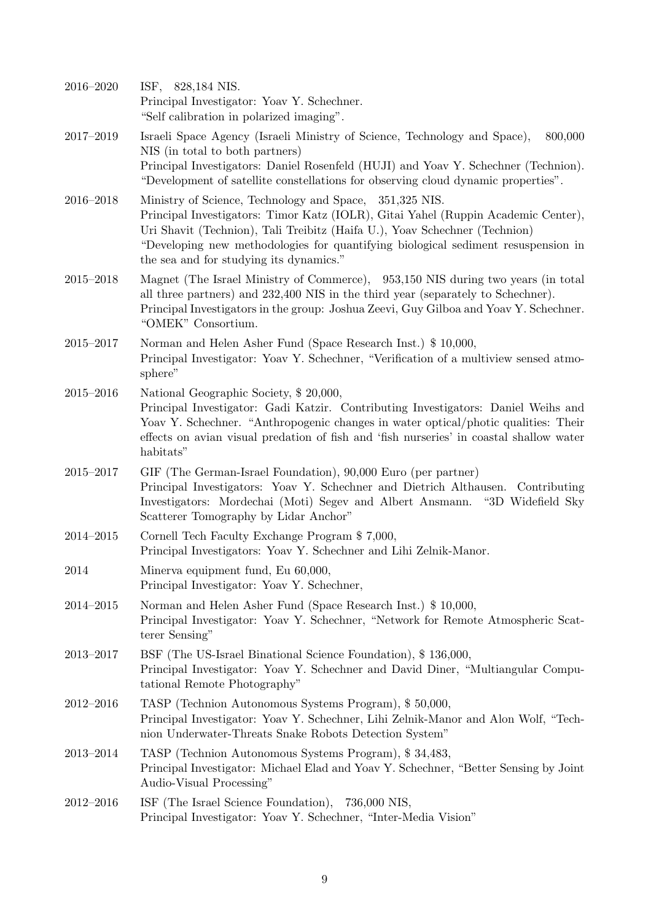2016–2020 ISF, 828,184 NIS.
Principal Investigator: Yoav Y. Schechner.
"Self calibration in polarized imaging".

2017–2019 Israeli Space Agency (Israeli Ministry of Science, Technology and Space), 800,000 NIS (in total to both partners)
Principal Investigators: Daniel Rosenfeld (HUJI) and Yoav Y. Schechner (Technion).
"Development of satellite constellations for observing cloud dynamic properties".

2016–2018 Ministry of Science, Technology and Space, 351,325 NIS.
Principal Investigators: Timor Katz (IOLR), Gitai Yahel (Ruppin Academic Center), Uri Shavit (Technion), Tali Treibitz (Haifa U.), Yoav Schechner (Technion)
"Developing new methodologies for quantifying biological sediment resuspension in the sea and for studying its dynamics."

2015–2018 Magnet (The Israel Ministry of Commerce), 953,150 NIS during two years (in total all three partners) and 232,400 NIS in the third year (separately to Schechner).
Principal Investigators in the group: Joshua Zeevi, Guy Gilboa and Yoav Y. Schechner.
"OMEK" Consortium.

2015–2017 Norman and Helen Asher Fund (Space Research Inst.) $ 10,000,
Principal Investigator: Yoav Y. Schechner, "Verification of a multiview sensed atmosphere"

2015–2016 National Geographic Society, $ 20,000,
Principal Investigator: Gadi Katzir. Contributing Investigators: Daniel Weihs and Yoav Y. Schechner. "Anthropogenic changes in water optical/photic qualities: Their effects on avian visual predation of fish and 'fish nurseries' in coastal shallow water habitats"

2015–2017 GIF (The German-Israel Foundation), 90,000 Euro (per partner)
Principal Investigators: Yoav Y. Schechner and Dietrich Althausen. Contributing Investigators: Mordechai (Moti) Segev and Albert Ansmann. "3D Widefield Sky Scatterer Tomography by Lidar Anchor"

2014–2015 Cornell Tech Faculty Exchange Program $ 7,000,
Principal Investigators: Yoav Y. Schechner and Lihi Zelnik-Manor.

2014 Minerva equipment fund, Eu 60,000,
Principal Investigator: Yoav Y. Schechner,

2014–2015 Norman and Helen Asher Fund (Space Research Inst.) $ 10,000,
Principal Investigator: Yoav Y. Schechner, "Network for Remote Atmospheric Scatterer Sensing"

2013–2017 BSF (The US-Israel Binational Science Foundation), $ 136,000,
Principal Investigator: Yoav Y. Schechner and David Diner, "Multiangular Computational Remote Photography"

2012–2016 TASP (Technion Autonomous Systems Program), $ 50,000,
Principal Investigator: Yoav Y. Schechner, Lihi Zelnik-Manor and Alon Wolf, "Technion Underwater-Threats Snake Robots Detection System"

2013–2014 TASP (Technion Autonomous Systems Program), $ 34,483,
Principal Investigator: Michael Elad and Yoav Y. Schechner, "Better Sensing by Joint Audio-Visual Processing"

2012–2016 ISF (The Israel Science Foundation), 736,000 NIS,
Principal Investigator: Yoav Y. Schechner, "Inter-Media Vision"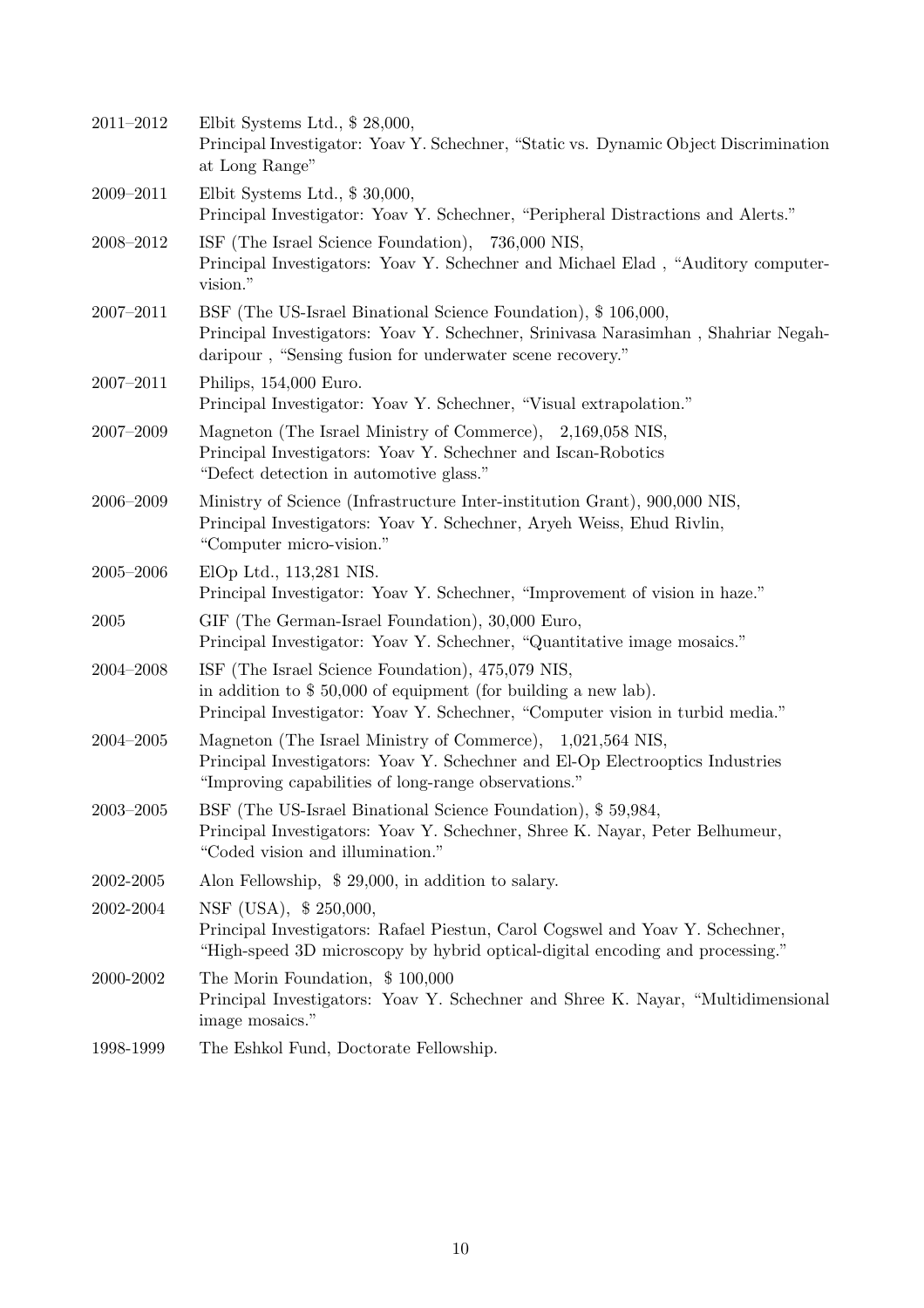2011–2012 Elbit Systems Ltd., $ 28,000,
Principal Investigator: Yoav Y. Schechner, "Static vs. Dynamic Object Discrimination at Long Range"

2009–2011 Elbit Systems Ltd., $ 30,000,
Principal Investigator: Yoav Y. Schechner, "Peripheral Distractions and Alerts."

2008–2012 ISF (The Israel Science Foundation), 736,000 NIS,
Principal Investigators: Yoav Y. Schechner and Michael Elad , "Auditory computer-vision."

2007–2011 BSF (The US-Israel Binational Science Foundation), $ 106,000,
Principal Investigators: Yoav Y. Schechner, Srinivasa Narasimhan , Shahriar Negahdaripour , "Sensing fusion for underwater scene recovery."

2007–2011 Philips, 154,000 Euro.
Principal Investigator: Yoav Y. Schechner, "Visual extrapolation."

2007–2009 Magneton (The Israel Ministry of Commerce), 2,169,058 NIS,
Principal Investigators: Yoav Y. Schechner and Iscan-Robotics
"Defect detection in automotive glass."

2006–2009 Ministry of Science (Infrastructure Inter-institution Grant), 900,000 NIS,
Principal Investigators: Yoav Y. Schechner, Aryeh Weiss, Ehud Rivlin,
"Computer micro-vision."

2005–2006 ElOp Ltd., 113,281 NIS.
Principal Investigator: Yoav Y. Schechner, "Improvement of vision in haze."

2005 GIF (The German-Israel Foundation), 30,000 Euro,
Principal Investigator: Yoav Y. Schechner, "Quantitative image mosaics."

2004–2008 ISF (The Israel Science Foundation), 475,079 NIS,
in addition to $ 50,000 of equipment (for building a new lab).
Principal Investigator: Yoav Y. Schechner, "Computer vision in turbid media."

2004–2005 Magneton (The Israel Ministry of Commerce), 1,021,564 NIS,
Principal Investigators: Yoav Y. Schechner and El-Op Electrooptics Industries
"Improving capabilities of long-range observations."

2003–2005 BSF (The US-Israel Binational Science Foundation), $ 59,984,
Principal Investigators: Yoav Y. Schechner, Shree K. Nayar, Peter Belhumeur,
"Coded vision and illumination."

2002-2005 Alon Fellowship, $ 29,000, in addition to salary.

2002-2004 NSF (USA), $ 250,000,
Principal Investigators: Rafael Piestun, Carol Cogswel and Yoav Y. Schechner,
"High-speed 3D microscopy by hybrid optical-digital encoding and processing."

2000-2002 The Morin Foundation, $ 100,000
Principal Investigators: Yoav Y. Schechner and Shree K. Nayar, "Multidimensional image mosaics."

1998-1999 The Eshkol Fund, Doctorate Fellowship.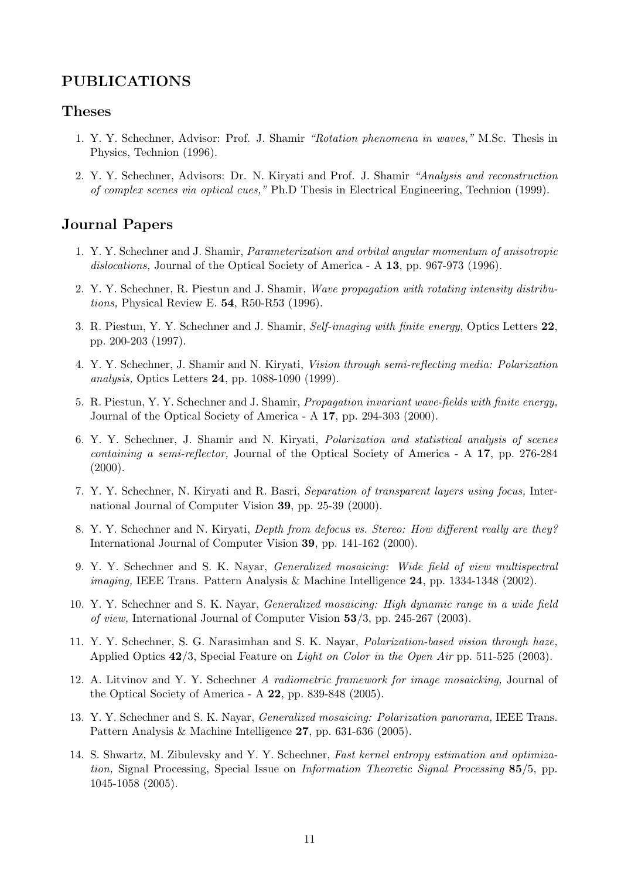## PUBLICATIONS

### Theses

1. Y. Y. Schechner, Advisor: Prof. J. Shamir *"Rotation phenomena in waves,"* M.Sc. Thesis in Physics, Technion (1996).
2. Y. Y. Schechner, Advisors: Dr. N. Kiryati and Prof. J. Shamir *"Analysis and reconstruction of complex scenes via optical cues,"* Ph.D Thesis in Electrical Engineering, Technion (1999).

### Journal Papers

1. Y. Y. Schechner and J. Shamir, *Parameterization and orbital angular momentum of anisotropic dislocations,* Journal of the Optical Society of America - A **13**, pp. 967-973 (1996).
2. Y. Y. Schechner, R. Piestun and J. Shamir, *Wave propagation with rotating intensity distributions,* Physical Review E. **54**, R50-R53 (1996).
3. R. Piestun, Y. Y. Schechner and J. Shamir, *Self-imaging with finite energy,* Optics Letters **22**, pp. 200-203 (1997).
4. Y. Y. Schechner, J. Shamir and N. Kiryati, *Vision through semi-reflecting media: Polarization analysis,* Optics Letters **24**, pp. 1088-1090 (1999).
5. R. Piestun, Y. Y. Schechner and J. Shamir, *Propagation invariant wave-fields with finite energy,* Journal of the Optical Society of America - A **17**, pp. 294-303 (2000).
6. Y. Y. Schechner, J. Shamir and N. Kiryati, *Polarization and statistical analysis of scenes containing a semi-reflector,* Journal of the Optical Society of America - A **17**, pp. 276-284 (2000).
7. Y. Y. Schechner, N. Kiryati and R. Basri, *Separation of transparent layers using focus,* International Journal of Computer Vision **39**, pp. 25-39 (2000).
8. Y. Y. Schechner and N. Kiryati, *Depth from defocus vs. Stereo: How different really are they?* International Journal of Computer Vision **39**, pp. 141-162 (2000).
9. Y. Y. Schechner and S. K. Nayar, *Generalized mosaicing: Wide field of view multispectral imaging,* IEEE Trans. Pattern Analysis & Machine Intelligence **24**, pp. 1334-1348 (2002).
10. Y. Y. Schechner and S. K. Nayar, *Generalized mosaicing: High dynamic range in a wide field of view,* International Journal of Computer Vision **53**/3, pp. 245-267 (2003).
11. Y. Y. Schechner, S. G. Narasimhan and S. K. Nayar, *Polarization-based vision through haze,* Applied Optics **42**/3, Special Feature on *Light on Color in the Open Air* pp. 511-525 (2003).
12. A. Litvinov and Y. Y. Schechner *A radiometric framework for image mosaicking,* Journal of the Optical Society of America - A **22**, pp. 839-848 (2005).
13. Y. Y. Schechner and S. K. Nayar, *Generalized mosaicing: Polarization panorama,* IEEE Trans. Pattern Analysis & Machine Intelligence **27**, pp. 631-636 (2005).
14. S. Shwartz, M. Zibulevsky and Y. Y. Schechner, *Fast kernel entropy estimation and optimization,* Signal Processing, Special Issue on *Information Theoretic Signal Processing* **85**/5, pp. 1045-1058 (2005).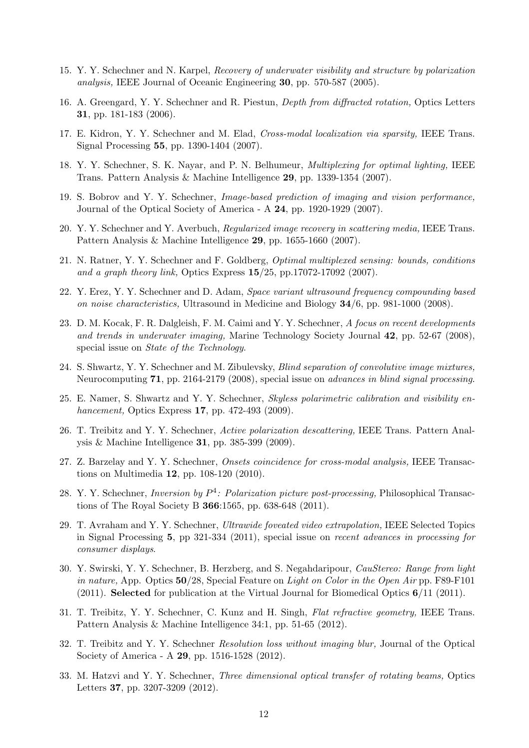15. Y. Y. Schechner and N. Karpel, *Recovery of underwater visibility and structure by polarization analysis,* IEEE Journal of Oceanic Engineering **30**, pp. 570-587 (2005).

16. A. Greengard, Y. Y. Schechner and R. Piestun, *Depth from diffracted rotation,* Optics Letters **31**, pp. 181-183 (2006).

17. E. Kidron, Y. Y. Schechner and M. Elad, *Cross-modal localization via sparsity,* IEEE Trans. Signal Processing **55**, pp. 1390-1404 (2007).

18. Y. Y. Schechner, S. K. Nayar, and P. N. Belhumeur, *Multiplexing for optimal lighting,* IEEE Trans. Pattern Analysis & Machine Intelligence **29**, pp. 1339-1354 (2007).

19. S. Bobrov and Y. Y. Schechner, *Image-based prediction of imaging and vision performance,* Journal of the Optical Society of America - A **24**, pp. 1920-1929 (2007).

20. Y. Y. Schechner and Y. Averbuch, *Regularized image recovery in scattering media,* IEEE Trans. Pattern Analysis & Machine Intelligence **29**, pp. 1655-1660 (2007).

21. N. Ratner, Y. Y. Schechner and F. Goldberg, *Optimal multiplexed sensing: bounds, conditions and a graph theory link,* Optics Express **15**/25, pp.17072-17092 (2007).

22. Y. Erez, Y. Y. Schechner and D. Adam, *Space variant ultrasound frequency compounding based on noise characteristics,* Ultrasound in Medicine and Biology **34**/6, pp. 981-1000 (2008).

23. D. M. Kocak, F. R. Dalgleish, F. M. Caimi and Y. Y. Schechner, *A focus on recent developments and trends in underwater imaging,* Marine Technology Society Journal **42**, pp. 52-67 (2008), special issue on *State of the Technology*.

24. S. Shwartz, Y. Y. Schechner and M. Zibulevsky, *Blind separation of convolutive image mixtures,* Neurocomputing **71**, pp. 2164-2179 (2008), special issue on *advances in blind signal processing*.

25. E. Namer, S. Shwartz and Y. Y. Schechner, *Skyless polarimetric calibration and visibility enhancement,* Optics Express **17**, pp. 472-493 (2009).

26. T. Treibitz and Y. Y. Schechner, *Active polarization descattering,* IEEE Trans. Pattern Analysis & Machine Intelligence **31**, pp. 385-399 (2009).

27. Z. Barzelay and Y. Y. Schechner, *Onsets coincidence for cross-modal analysis,* IEEE Transactions on Multimedia **12**, pp. 108-120 (2010).

28. Y. Y. Schechner, *Inversion by $P^4$: Polarization picture post-processing,* Philosophical Transactions of The Royal Society B **366**:1565, pp. 638-648 (2011).

29. T. Avraham and Y. Y. Schechner, *Ultrawide foveated video extrapolation,* IEEE Selected Topics in Signal Processing **5**, pp 321-334 (2011), special issue on *recent advances in processing for consumer displays*.

30. Y. Swirski, Y. Y. Schechner, B. Herzberg, and S. Negahdaripour, *CauStereo: Range from light in nature,* App. Optics **50**/28, Special Feature on *Light on Color in the Open Air* pp. F89-F101 (2011). **Selected** for publication at the Virtual Journal for Biomedical Optics **6**/11 (2011).

31. T. Treibitz, Y. Y. Schechner, C. Kunz and H. Singh, *Flat refractive geometry,* IEEE Trans. Pattern Analysis & Machine Intelligence 34:1, pp. 51-65 (2012).

32. T. Treibitz and Y. Y. Schechner *Resolution loss without imaging blur,* Journal of the Optical Society of America - A **29**, pp. 1516-1528 (2012).

33. M. Hatzvi and Y. Y. Schechner, *Three dimensional optical transfer of rotating beams,* Optics Letters **37**, pp. 3207-3209 (2012).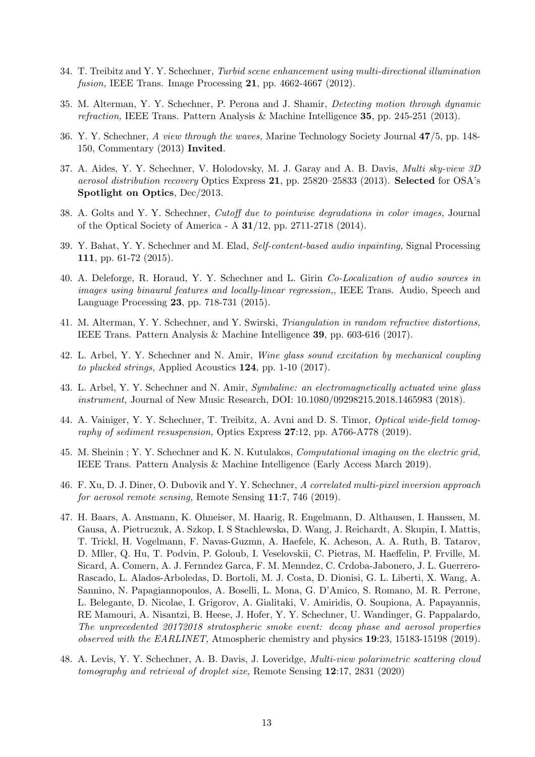34. T. Treibitz and Y. Y. Schechner, *Turbid scene enhancement using multi-directional illumination fusion,* IEEE Trans. Image Processing **21**, pp. 4662-4667 (2012).

35. M. Alterman, Y. Y. Schechner, P. Perona and J. Shamir, *Detecting motion through dynamic refraction,* IEEE Trans. Pattern Analysis & Machine Intelligence **35**, pp. 245-251 (2013).

36. Y. Y. Schechner, *A view through the waves,* Marine Technology Society Journal **47**/5, pp. 148-150, Commentary (2013) **Invited**.

37. A. Aides, Y. Y. Schechner, V. Holodovsky, M. J. Garay and A. B. Davis, *Multi sky-view 3D aerosol distribution recovery* Optics Express **21**, pp. 25820–25833 (2013). **Selected** for OSA's **Spotlight on Optics**, Dec/2013.

38. A. Golts and Y. Y. Schechner, *Cutoff due to pointwise degradations in color images,* Journal of the Optical Society of America - A **31**/12, pp. 2711-2718 (2014).

39. Y. Bahat, Y. Y. Schechner and M. Elad, *Self-content-based audio inpainting,* Signal Processing **111**, pp. 61-72 (2015).

40. A. Deleforge, R. Horaud, Y. Y. Schechner and L. Girin *Co-Localization of audio sources in images using binaural features and locally-linear regression,*, IEEE Trans. Audio, Speech and Language Processing **23**, pp. 718-731 (2015).

41. M. Alterman, Y. Y. Schechner, and Y. Swirski, *Triangulation in random refractive distortions,* IEEE Trans. Pattern Analysis & Machine Intelligence **39**, pp. 603-616 (2017).

42. L. Arbel, Y. Y. Schechner and N. Amir, *Wine glass sound excitation by mechanical coupling to plucked strings,* Applied Acoustics **124**, pp. 1-10 (2017).

43. L. Arbel, Y. Y. Schechner and N. Amir, *Symbaline: an electromagnetically actuated wine glass instrument,* Journal of New Music Research, DOI: 10.1080/09298215.2018.1465983 (2018).

44. A. Vainiger, Y. Y. Schechner, T. Treibitz, A. Avni and D. S. Timor, *Optical wide-field tomography of sediment resuspension,* Optics Express **27**:12, pp. A766-A778 (2019).

45. M. Sheinin ; Y. Y. Schechner and K. N. Kutulakos, *Computational imaging on the electric grid,* IEEE Trans. Pattern Analysis & Machine Intelligence (Early Access March 2019).

46. F. Xu, D. J. Diner, O. Dubovik and Y. Y. Schechner, *A correlated multi-pixel inversion approach for aerosol remote sensing,* Remote Sensing **11**:7, 746 (2019).

47. H. Baars, A. Ansmann, K. Ohneiser, M. Haarig, R. Engelmann, D. Althausen, I. Hanssen, M. Gausa, A. Pietruczuk, A. Szkop, I. S Stachlewska, D. Wang, J. Reichardt, A. Skupin, I. Mattis, T. Trickl, H. Vogelmann, F. Navas-Guzmn, A. Haefele, K. Acheson, A. A. Ruth, B. Tatarov, D. Mller, Q. Hu, T. Podvin, P. Goloub, I. Veselovskii, C. Pietras, M. Haeffelin, P. Frville, M. Sicard, A. Comern, A. J. Fernndez Garca, F. M. Menndez, C. Crdoba-Jabonero, J. L. Guerrero-Rascado, L. Alados-Arboledas, D. Bortoli, M. J. Costa, D. Dionisi, G. L. Liberti, X. Wang, A. Sannino, N. Papagiannopoulos, A. Boselli, L. Mona, G. D'Amico, S. Romano, M. R. Perrone, L. Belegante, D. Nicolae, I. Grigorov, A. Gialitaki, V. Amiridis, O. Soupiona, A. Papayannis, RE Mamouri, A. Nisantzi, B. Heese, J. Hofer, Y. Y. Schechner, U. Wandinger, G. Pappalardo, *The unprecedented 20172018 stratospheric smoke event: decay phase and aerosol properties observed with the EARLINET,* Atmospheric chemistry and physics **19**:23, 15183-15198 (2019).

48. A. Levis, Y. Y. Schechner, A. B. Davis, J. Loveridge, *Multi-view polarimetric scattering cloud tomography and retrieval of droplet size,* Remote Sensing **12**:17, 2831 (2020)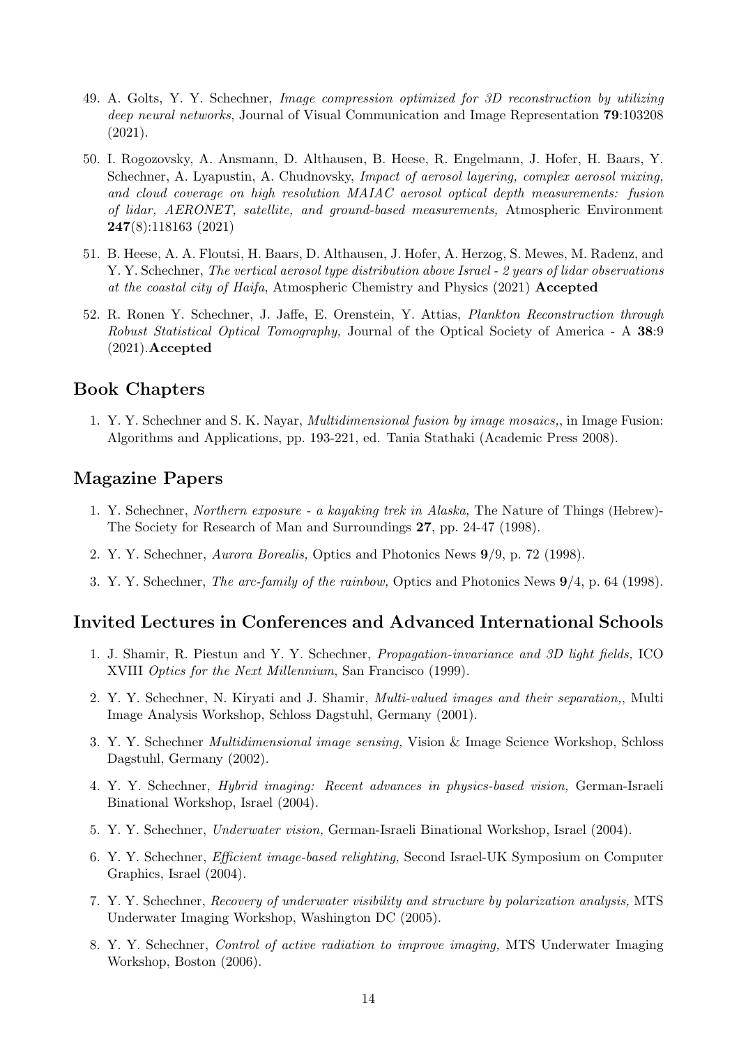49. A. Golts, Y. Y. Schechner, *Image compression optimized for 3D reconstruction by utilizing deep neural networks*, Journal of Visual Communication and Image Representation **79**:103208 (2021).

50. I. Rogozovsky, A. Ansmann, D. Althausen, B. Heese, R. Engelmann, J. Hofer, H. Baars, Y. Schechner, A. Lyapustin, A. Chudnovsky, *Impact of aerosol layering, complex aerosol mixing, and cloud coverage on high resolution MAIAC aerosol optical depth measurements: fusion of lidar, AERONET, satellite, and ground-based measurements,* Atmospheric Environment **247**(8):118163 (2021)

51. B. Heese, A. A. Floutsi, H. Baars, D. Althausen, J. Hofer, A. Herzog, S. Mewes, M. Radenz, and Y. Y. Schechner, *The vertical aerosol type distribution above Israel - 2 years of lidar observations at the coastal city of Haifa*, Atmospheric Chemistry and Physics (2021) **Accepted**

52. R. Ronen Y. Schechner, J. Jaffe, E. Orenstein, Y. Attias, *Plankton Reconstruction through Robust Statistical Optical Tomography,* Journal of the Optical Society of America - A **38**:9 (2021).**Accepted**

## Book Chapters

1. Y. Y. Schechner and S. K. Nayar, *Multidimensional fusion by image mosaics,*, in Image Fusion: Algorithms and Applications, pp. 193-221, ed. Tania Stathaki (Academic Press 2008).

## Magazine Papers

1. Y. Schechner, *Northern exposure - a kayaking trek in Alaska,* The Nature of Things (Hebrew)- The Society for Research of Man and Surroundings **27**, pp. 24-47 (1998).

2. Y. Y. Schechner, *Aurora Borealis,* Optics and Photonics News **9**/9, p. 72 (1998).

3. Y. Y. Schechner, *The arc-family of the rainbow,* Optics and Photonics News **9**/4, p. 64 (1998).

## Invited Lectures in Conferences and Advanced International Schools

1. J. Shamir, R. Piestun and Y. Y. Schechner, *Propagation-invariance and 3D light fields,* ICO XVIII *Optics for the Next Millennium*, San Francisco (1999).

2. Y. Y. Schechner, N. Kiryati and J. Shamir, *Multi-valued images and their separation,*, Multi Image Analysis Workshop, Schloss Dagstuhl, Germany (2001).

3. Y. Y. Schechner *Multidimensional image sensing,* Vision & Image Science Workshop, Schloss Dagstuhl, Germany (2002).

4. Y. Y. Schechner, *Hybrid imaging: Recent advances in physics-based vision,* German-Israeli Binational Workshop, Israel (2004).

5. Y. Y. Schechner, *Underwater vision,* German-Israeli Binational Workshop, Israel (2004).

6. Y. Y. Schechner, *Efficient image-based relighting,* Second Israel-UK Symposium on Computer Graphics, Israel (2004).

7. Y. Y. Schechner, *Recovery of underwater visibility and structure by polarization analysis,* MTS Underwater Imaging Workshop, Washington DC (2005).

8. Y. Y. Schechner, *Control of active radiation to improve imaging,* MTS Underwater Imaging Workshop, Boston (2006).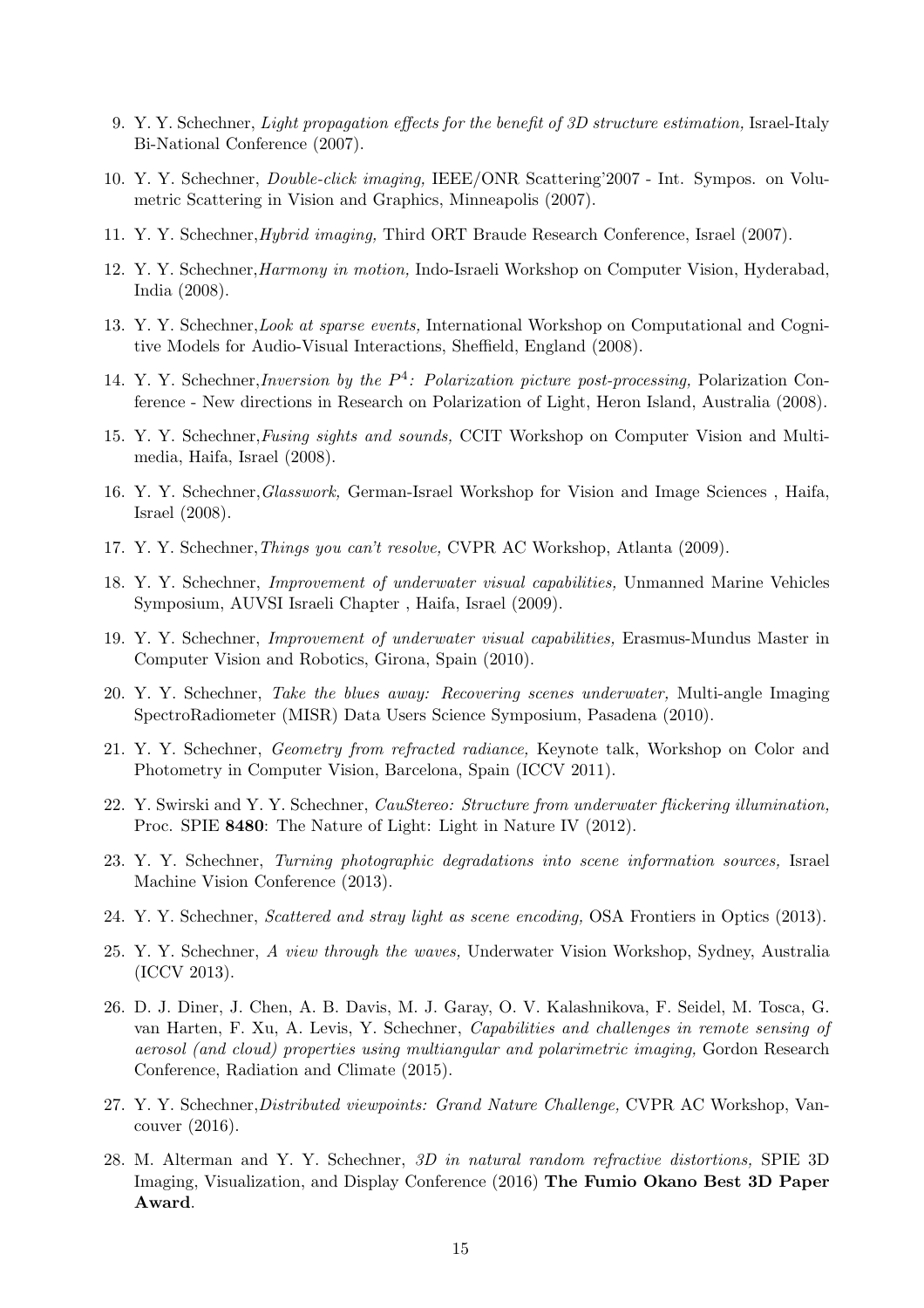9. Y. Y. Schechner, *Light propagation effects for the benefit of 3D structure estimation,* Israel-Italy Bi-National Conference (2007).

10. Y. Y. Schechner, *Double-click imaging,* IEEE/ONR Scattering'2007 - Int. Sympos. on Volumetric Scattering in Vision and Graphics, Minneapolis (2007).

11. Y. Y. Schechner,*Hybrid imaging,* Third ORT Braude Research Conference, Israel (2007).

12. Y. Y. Schechner,*Harmony in motion,* Indo-Israeli Workshop on Computer Vision, Hyderabad, India (2008).

13. Y. Y. Schechner,*Look at sparse events,* International Workshop on Computational and Cognitive Models for Audio-Visual Interactions, Sheffield, England (2008).

14. Y. Y. Schechner,*Inversion by the $P^4$: Polarization picture post-processing,* Polarization Conference - New directions in Research on Polarization of Light, Heron Island, Australia (2008).

15. Y. Y. Schechner,*Fusing sights and sounds,* CCIT Workshop on Computer Vision and Multimedia, Haifa, Israel (2008).

16. Y. Y. Schechner,*Glasswork,* German-Israel Workshop for Vision and Image Sciences , Haifa, Israel (2008).

17. Y. Y. Schechner,*Things you can't resolve,* CVPR AC Workshop, Atlanta (2009).

18. Y. Y. Schechner, *Improvement of underwater visual capabilities,* Unmanned Marine Vehicles Symposium, AUVSI Israeli Chapter , Haifa, Israel (2009).

19. Y. Y. Schechner, *Improvement of underwater visual capabilities,* Erasmus-Mundus Master in Computer Vision and Robotics, Girona, Spain (2010).

20. Y. Y. Schechner, *Take the blues away: Recovering scenes underwater,* Multi-angle Imaging SpectroRadiometer (MISR) Data Users Science Symposium, Pasadena (2010).

21. Y. Y. Schechner, *Geometry from refracted radiance,* Keynote talk, Workshop on Color and Photometry in Computer Vision, Barcelona, Spain (ICCV 2011).

22. Y. Swirski and Y. Y. Schechner, *CauStereo: Structure from underwater flickering illumination,* Proc. SPIE **8480**: The Nature of Light: Light in Nature IV (2012).

23. Y. Y. Schechner, *Turning photographic degradations into scene information sources,* Israel Machine Vision Conference (2013).

24. Y. Y. Schechner, *Scattered and stray light as scene encoding,* OSA Frontiers in Optics (2013).

25. Y. Y. Schechner, *A view through the waves,* Underwater Vision Workshop, Sydney, Australia (ICCV 2013).

26. D. J. Diner, J. Chen, A. B. Davis, M. J. Garay, O. V. Kalashnikova, F. Seidel, M. Tosca, G. van Harten, F. Xu, A. Levis, Y. Schechner, *Capabilities and challenges in remote sensing of aerosol (and cloud) properties using multiangular and polarimetric imaging,* Gordon Research Conference, Radiation and Climate (2015).

27. Y. Y. Schechner,*Distributed viewpoints: Grand Nature Challenge,* CVPR AC Workshop, Vancouver (2016).

28. M. Alterman and Y. Y. Schechner, *3D in natural random refractive distortions,* SPIE 3D Imaging, Visualization, and Display Conference (2016) **The Fumio Okano Best 3D Paper Award**.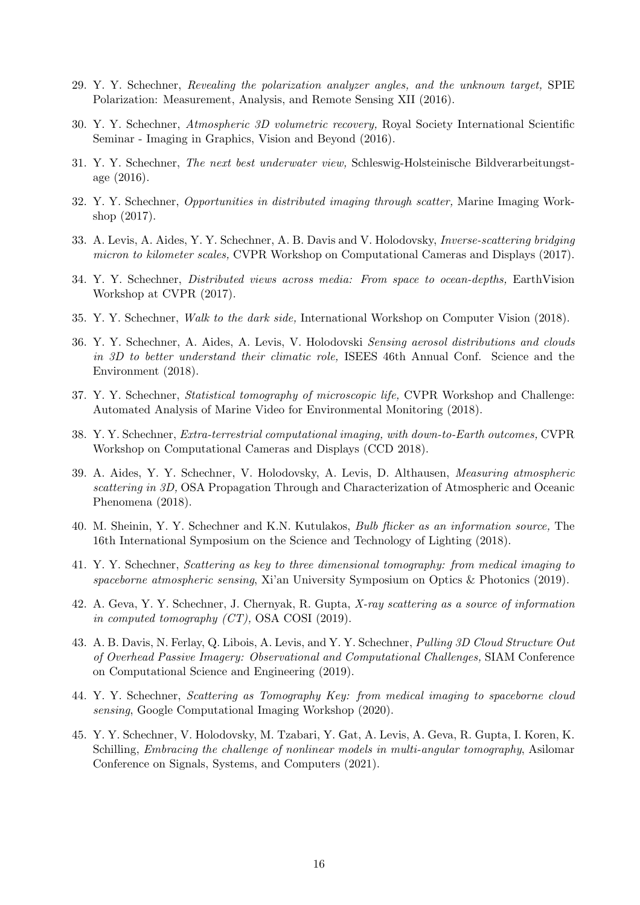29. Y. Y. Schechner, *Revealing the polarization analyzer angles, and the unknown target,* SPIE Polarization: Measurement, Analysis, and Remote Sensing XII (2016).

30. Y. Y. Schechner, *Atmospheric 3D volumetric recovery,* Royal Society International Scientific Seminar - Imaging in Graphics, Vision and Beyond (2016).

31. Y. Y. Schechner, *The next best underwater view,* Schleswig-Holsteinische Bildverarbeitungstage (2016).

32. Y. Y. Schechner, *Opportunities in distributed imaging through scatter,* Marine Imaging Workshop (2017).

33. A. Levis, A. Aides, Y. Y. Schechner, A. B. Davis and V. Holodovsky, *Inverse-scattering bridging micron to kilometer scales,* CVPR Workshop on Computational Cameras and Displays (2017).

34. Y. Y. Schechner, *Distributed views across media: From space to ocean-depths,* EarthVision Workshop at CVPR (2017).

35. Y. Y. Schechner, *Walk to the dark side,* International Workshop on Computer Vision (2018).

36. Y. Y. Schechner, A. Aides, A. Levis, V. Holodovski *Sensing aerosol distributions and clouds in 3D to better understand their climatic role,* ISEES 46th Annual Conf. Science and the Environment (2018).

37. Y. Y. Schechner, *Statistical tomography of microscopic life,* CVPR Workshop and Challenge: Automated Analysis of Marine Video for Environmental Monitoring (2018).

38. Y. Y. Schechner, *Extra-terrestrial computational imaging, with down-to-Earth outcomes,* CVPR Workshop on Computational Cameras and Displays (CCD 2018).

39. A. Aides, Y. Y. Schechner, V. Holodovsky, A. Levis, D. Althausen, *Measuring atmospheric scattering in 3D,* OSA Propagation Through and Characterization of Atmospheric and Oceanic Phenomena (2018).

40. M. Sheinin, Y. Y. Schechner and K.N. Kutulakos, *Bulb flicker as an information source,* The 16th International Symposium on the Science and Technology of Lighting (2018).

41. Y. Y. Schechner, *Scattering as key to three dimensional tomography: from medical imaging to spaceborne atmospheric sensing*, Xi'an University Symposium on Optics & Photonics (2019).

42. A. Geva, Y. Y. Schechner, J. Chernyak, R. Gupta, *X-ray scattering as a source of information in computed tomography (CT),* OSA COSI (2019).

43. A. B. Davis, N. Ferlay, Q. Libois, A. Levis, and Y. Y. Schechner, *Pulling 3D Cloud Structure Out of Overhead Passive Imagery: Observational and Computational Challenges,* SIAM Conference on Computational Science and Engineering (2019).

44. Y. Y. Schechner, *Scattering as Tomography Key: from medical imaging to spaceborne cloud sensing*, Google Computational Imaging Workshop (2020).

45. Y. Y. Schechner, V. Holodovsky, M. Tzabari, Y. Gat, A. Levis, A. Geva, R. Gupta, I. Koren, K. Schilling, *Embracing the challenge of nonlinear models in multi-angular tomography*, Asilomar Conference on Signals, Systems, and Computers (2021).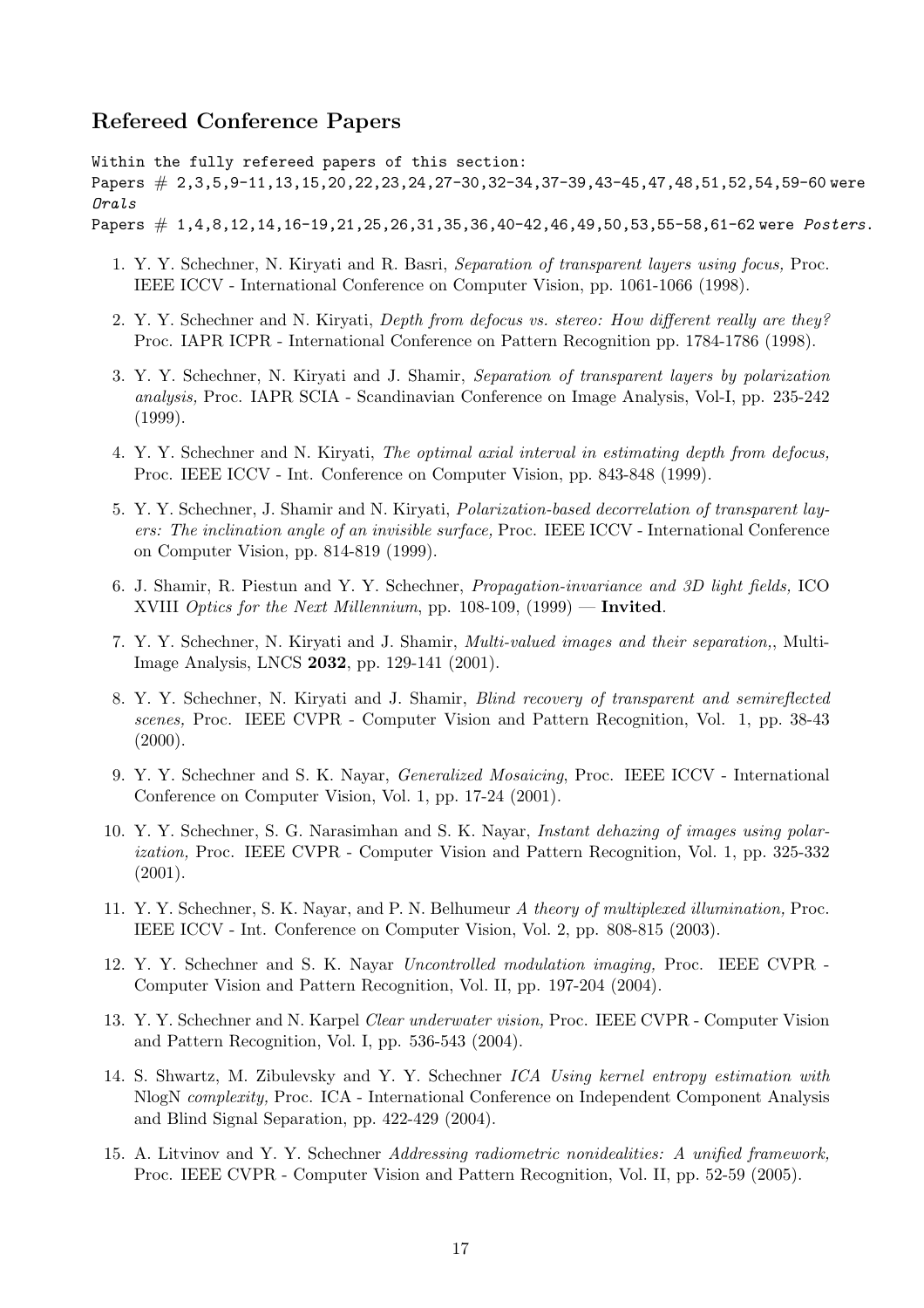## Refereed Conference Papers

Within the fully refereed papers of this section:
Papers # 2,3,5,9-11,13,15,20,22,23,24,27-30,32-34,37-39,43-45,47,48,51,52,54,59-60 were *Orals*
Papers # 1,4,8,12,14,16-19,21,25,26,31,35,36,40-42,46,49,50,53,55-58,61-62 were *Posters*.

1. Y. Y. Schechner, N. Kiryati and R. Basri, *Separation of transparent layers using focus,* Proc. IEEE ICCV - International Conference on Computer Vision, pp. 1061-1066 (1998).

2. Y. Y. Schechner and N. Kiryati, *Depth from defocus vs. stereo: How different really are they?* Proc. IAPR ICPR - International Conference on Pattern Recognition pp. 1784-1786 (1998).

3. Y. Y. Schechner, N. Kiryati and J. Shamir, *Separation of transparent layers by polarization analysis,* Proc. IAPR SCIA - Scandinavian Conference on Image Analysis, Vol-I, pp. 235-242 (1999).

4. Y. Y. Schechner and N. Kiryati, *The optimal axial interval in estimating depth from defocus,* Proc. IEEE ICCV - Int. Conference on Computer Vision, pp. 843-848 (1999).

5. Y. Y. Schechner, J. Shamir and N. Kiryati, *Polarization-based decorrelation of transparent layers: The inclination angle of an invisible surface,* Proc. IEEE ICCV - International Conference on Computer Vision, pp. 814-819 (1999).

6. J. Shamir, R. Piestun and Y. Y. Schechner, *Propagation-invariance and 3D light fields,* ICO XVIII *Optics for the Next Millennium*, pp. 108-109, (1999) — **Invited**.

7. Y. Y. Schechner, N. Kiryati and J. Shamir, *Multi-valued images and their separation,*, Multi-Image Analysis, LNCS **2032**, pp. 129-141 (2001).

8. Y. Y. Schechner, N. Kiryati and J. Shamir, *Blind recovery of transparent and semireflected scenes,* Proc. IEEE CVPR - Computer Vision and Pattern Recognition, Vol. 1, pp. 38-43 (2000).

9. Y. Y. Schechner and S. K. Nayar, *Generalized Mosaicing*, Proc. IEEE ICCV - International Conference on Computer Vision, Vol. 1, pp. 17-24 (2001).

10. Y. Y. Schechner, S. G. Narasimhan and S. K. Nayar, *Instant dehazing of images using polarization,* Proc. IEEE CVPR - Computer Vision and Pattern Recognition, Vol. 1, pp. 325-332 (2001).

11. Y. Y. Schechner, S. K. Nayar, and P. N. Belhumeur *A theory of multiplexed illumination,* Proc. IEEE ICCV - Int. Conference on Computer Vision, Vol. 2, pp. 808-815 (2003).

12. Y. Y. Schechner and S. K. Nayar *Uncontrolled modulation imaging,* Proc. IEEE CVPR - Computer Vision and Pattern Recognition, Vol. II, pp. 197-204 (2004).

13. Y. Y. Schechner and N. Karpel *Clear underwater vision,* Proc. IEEE CVPR - Computer Vision and Pattern Recognition, Vol. I, pp. 536-543 (2004).

14. S. Shwartz, M. Zibulevsky and Y. Y. Schechner *ICA Using kernel entropy estimation with* NlogN *complexity,* Proc. ICA - International Conference on Independent Component Analysis and Blind Signal Separation, pp. 422-429 (2004).

15. A. Litvinov and Y. Y. Schechner *Addressing radiometric nonidealities: A unified framework,* Proc. IEEE CVPR - Computer Vision and Pattern Recognition, Vol. II, pp. 52-59 (2005).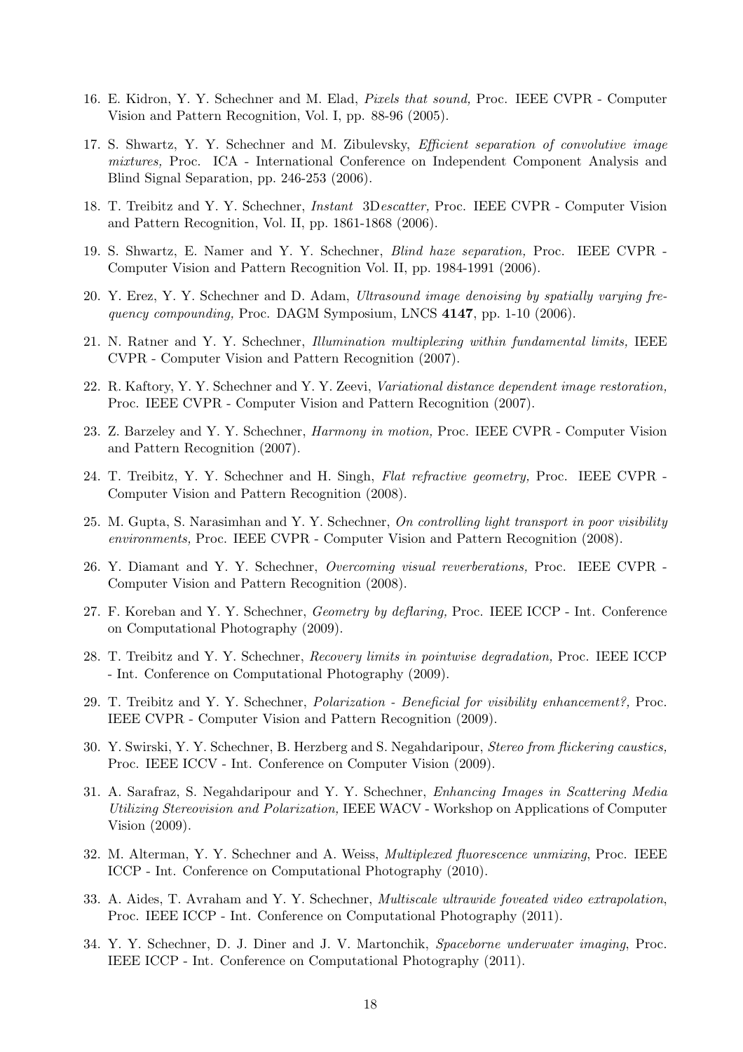16. E. Kidron, Y. Y. Schechner and M. Elad, *Pixels that sound,* Proc. IEEE CVPR - Computer Vision and Pattern Recognition, Vol. I, pp. 88-96 (2005).

17. S. Shwartz, Y. Y. Schechner and M. Zibulevsky, *Efficient separation of convolutive image mixtures,* Proc. ICA - International Conference on Independent Component Analysis and Blind Signal Separation, pp. 246-253 (2006).

18. T. Treibitz and Y. Y. Schechner, *Instant 3Descatter,* Proc. IEEE CVPR - Computer Vision and Pattern Recognition, Vol. II, pp. 1861-1868 (2006).

19. S. Shwartz, E. Namer and Y. Y. Schechner, *Blind haze separation,* Proc. IEEE CVPR - Computer Vision and Pattern Recognition Vol. II, pp. 1984-1991 (2006).

20. Y. Erez, Y. Y. Schechner and D. Adam, *Ultrasound image denoising by spatially varying frequency compounding,* Proc. DAGM Symposium, LNCS **4147**, pp. 1-10 (2006).

21. N. Ratner and Y. Y. Schechner, *Illumination multiplexing within fundamental limits,* IEEE CVPR - Computer Vision and Pattern Recognition (2007).

22. R. Kaftory, Y. Y. Schechner and Y. Y. Zeevi, *Variational distance dependent image restoration,* Proc. IEEE CVPR - Computer Vision and Pattern Recognition (2007).

23. Z. Barzeley and Y. Y. Schechner, *Harmony in motion,* Proc. IEEE CVPR - Computer Vision and Pattern Recognition (2007).

24. T. Treibitz, Y. Y. Schechner and H. Singh, *Flat refractive geometry,* Proc. IEEE CVPR - Computer Vision and Pattern Recognition (2008).

25. M. Gupta, S. Narasimhan and Y. Y. Schechner, *On controlling light transport in poor visibility environments,* Proc. IEEE CVPR - Computer Vision and Pattern Recognition (2008).

26. Y. Diamant and Y. Y. Schechner, *Overcoming visual reverberations,* Proc. IEEE CVPR - Computer Vision and Pattern Recognition (2008).

27. F. Koreban and Y. Y. Schechner, *Geometry by deflaring,* Proc. IEEE ICCP - Int. Conference on Computational Photography (2009).

28. T. Treibitz and Y. Y. Schechner, *Recovery limits in pointwise degradation,* Proc. IEEE ICCP - Int. Conference on Computational Photography (2009).

29. T. Treibitz and Y. Y. Schechner, *Polarization - Beneficial for visibility enhancement?,* Proc. IEEE CVPR - Computer Vision and Pattern Recognition (2009).

30. Y. Swirski, Y. Y. Schechner, B. Herzberg and S. Negahdaripour, *Stereo from flickering caustics,* Proc. IEEE ICCV - Int. Conference on Computer Vision (2009).

31. A. Sarafraz, S. Negahdaripour and Y. Y. Schechner, *Enhancing Images in Scattering Media Utilizing Stereovision and Polarization,* IEEE WACV - Workshop on Applications of Computer Vision (2009).

32. M. Alterman, Y. Y. Schechner and A. Weiss, *Multiplexed fluorescence unmixing*, Proc. IEEE ICCP - Int. Conference on Computational Photography (2010).

33. A. Aides, T. Avraham and Y. Y. Schechner, *Multiscale ultrawide foveated video extrapolation*, Proc. IEEE ICCP - Int. Conference on Computational Photography (2011).

34. Y. Y. Schechner, D. J. Diner and J. V. Martonchik, *Spaceborne underwater imaging*, Proc. IEEE ICCP - Int. Conference on Computational Photography (2011).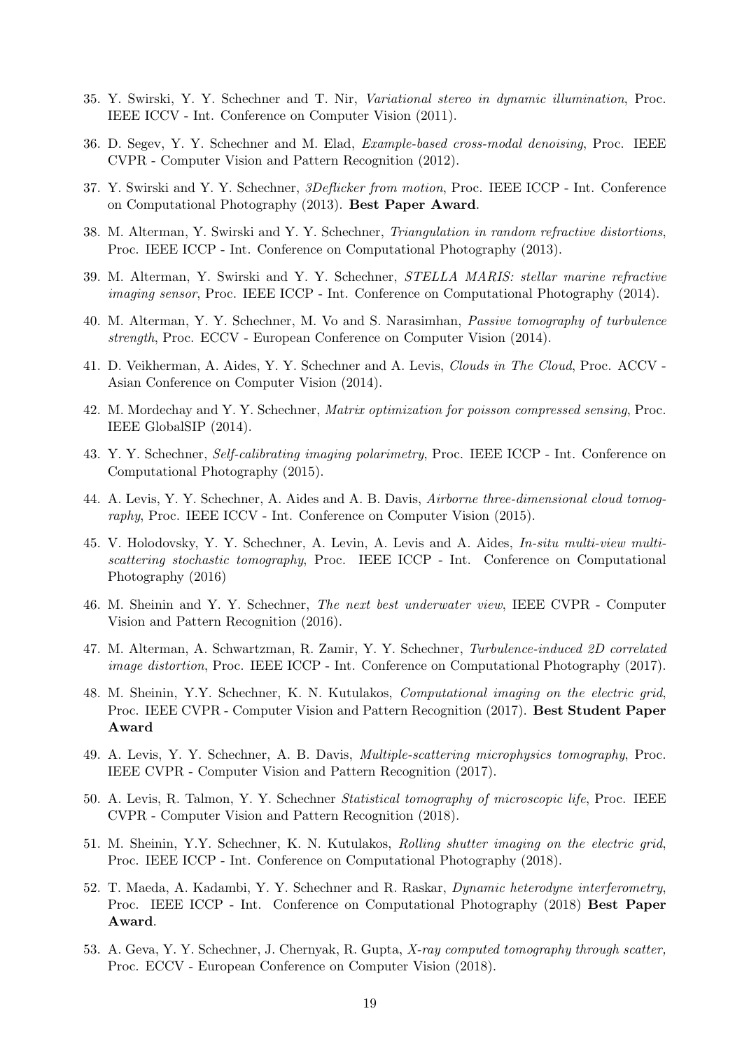35. Y. Swirski, Y. Y. Schechner and T. Nir, *Variational stereo in dynamic illumination*, Proc. IEEE ICCV - Int. Conference on Computer Vision (2011).

36. D. Segev, Y. Y. Schechner and M. Elad, *Example-based cross-modal denoising*, Proc. IEEE CVPR - Computer Vision and Pattern Recognition (2012).

37. Y. Swirski and Y. Y. Schechner, *3Deflicker from motion*, Proc. IEEE ICCP - Int. Conference on Computational Photography (2013). **Best Paper Award**.

38. M. Alterman, Y. Swirski and Y. Y. Schechner, *Triangulation in random refractive distortions*, Proc. IEEE ICCP - Int. Conference on Computational Photography (2013).

39. M. Alterman, Y. Swirski and Y. Y. Schechner, *STELLA MARIS: stellar marine refractive imaging sensor*, Proc. IEEE ICCP - Int. Conference on Computational Photography (2014).

40. M. Alterman, Y. Y. Schechner, M. Vo and S. Narasimhan, *Passive tomography of turbulence strength*, Proc. ECCV - European Conference on Computer Vision (2014).

41. D. Veikherman, A. Aides, Y. Y. Schechner and A. Levis, *Clouds in The Cloud*, Proc. ACCV - Asian Conference on Computer Vision (2014).

42. M. Mordechay and Y. Y. Schechner, *Matrix optimization for poisson compressed sensing*, Proc. IEEE GlobalSIP (2014).

43. Y. Y. Schechner, *Self-calibrating imaging polarimetry*, Proc. IEEE ICCP - Int. Conference on Computational Photography (2015).

44. A. Levis, Y. Y. Schechner, A. Aides and A. B. Davis, *Airborne three-dimensional cloud tomography*, Proc. IEEE ICCV - Int. Conference on Computer Vision (2015).

45. V. Holodovsky, Y. Y. Schechner, A. Levin, A. Levis and A. Aides, *In-situ multi-view multi-scattering stochastic tomography*, Proc. IEEE ICCP - Int. Conference on Computational Photography (2016)

46. M. Sheinin and Y. Y. Schechner, *The next best underwater view*, IEEE CVPR - Computer Vision and Pattern Recognition (2016).

47. M. Alterman, A. Schwartzman, R. Zamir, Y. Y. Schechner, *Turbulence-induced 2D correlated image distortion*, Proc. IEEE ICCP - Int. Conference on Computational Photography (2017).

48. M. Sheinin, Y.Y. Schechner, K. N. Kutulakos, *Computational imaging on the electric grid*, Proc. IEEE CVPR - Computer Vision and Pattern Recognition (2017). **Best Student Paper Award**

49. A. Levis, Y. Y. Schechner, A. B. Davis, *Multiple-scattering microphysics tomography*, Proc. IEEE CVPR - Computer Vision and Pattern Recognition (2017).

50. A. Levis, R. Talmon, Y. Y. Schechner *Statistical tomography of microscopic life*, Proc. IEEE CVPR - Computer Vision and Pattern Recognition (2018).

51. M. Sheinin, Y.Y. Schechner, K. N. Kutulakos, *Rolling shutter imaging on the electric grid*, Proc. IEEE ICCP - Int. Conference on Computational Photography (2018).

52. T. Maeda, A. Kadambi, Y. Y. Schechner and R. Raskar, *Dynamic heterodyne interferometry*, Proc. IEEE ICCP - Int. Conference on Computational Photography (2018) **Best Paper Award**.

53. A. Geva, Y. Y. Schechner, J. Chernyak, R. Gupta, *X-ray computed tomography through scatter,* Proc. ECCV - European Conference on Computer Vision (2018).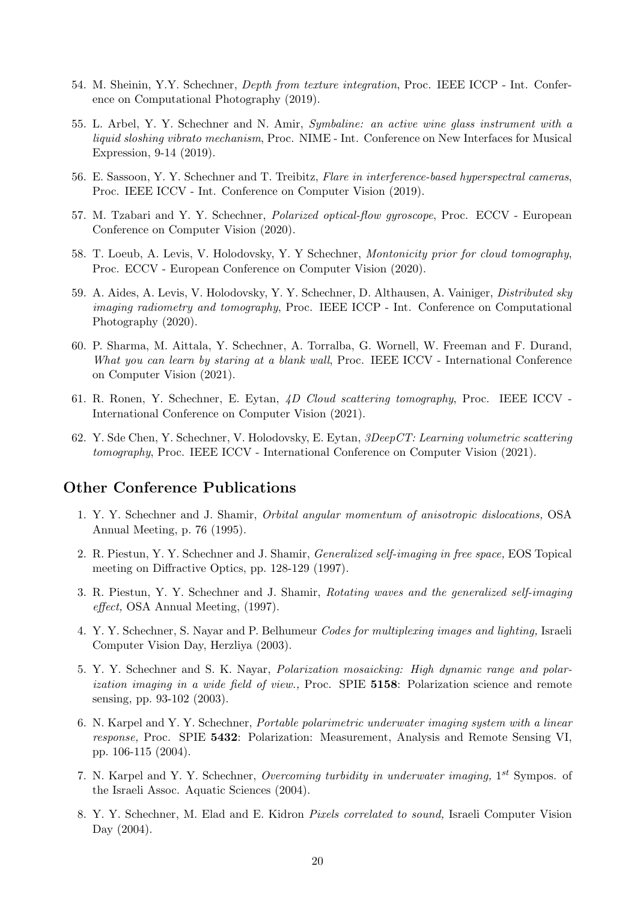54. M. Sheinin, Y.Y. Schechner, *Depth from texture integration*, Proc. IEEE ICCP - Int. Conference on Computational Photography (2019).

55. L. Arbel, Y. Y. Schechner and N. Amir, *Symbaline: an active wine glass instrument with a liquid sloshing vibrato mechanism*, Proc. NIME - Int. Conference on New Interfaces for Musical Expression, 9-14 (2019).

56. E. Sassoon, Y. Y. Schechner and T. Treibitz, *Flare in interference-based hyperspectral cameras*, Proc. IEEE ICCV - Int. Conference on Computer Vision (2019).

57. M. Tzabari and Y. Y. Schechner, *Polarized optical-flow gyroscope*, Proc. ECCV - European Conference on Computer Vision (2020).

58. T. Loeub, A. Levis, V. Holodovsky, Y. Y Schechner, *Montonicity prior for cloud tomography*, Proc. ECCV - European Conference on Computer Vision (2020).

59. A. Aides, A. Levis, V. Holodovsky, Y. Y. Schechner, D. Althausen, A. Vainiger, *Distributed sky imaging radiometry and tomography*, Proc. IEEE ICCP - Int. Conference on Computational Photography (2020).

60. P. Sharma, M. Aittala, Y. Schechner, A. Torralba, G. Wornell, W. Freeman and F. Durand, *What you can learn by staring at a blank wall*, Proc. IEEE ICCV - International Conference on Computer Vision (2021).

61. R. Ronen, Y. Schechner, E. Eytan, *4D Cloud scattering tomography*, Proc. IEEE ICCV - International Conference on Computer Vision (2021).

62. Y. Sde Chen, Y. Schechner, V. Holodovsky, E. Eytan, *3DeepCT: Learning volumetric scattering tomography*, Proc. IEEE ICCV - International Conference on Computer Vision (2021).

## Other Conference Publications

1. Y. Y. Schechner and J. Shamir, *Orbital angular momentum of anisotropic dislocations,* OSA Annual Meeting, p. 76 (1995).

2. R. Piestun, Y. Y. Schechner and J. Shamir, *Generalized self-imaging in free space,* EOS Topical meeting on Diffractive Optics, pp. 128-129 (1997).

3. R. Piestun, Y. Y. Schechner and J. Shamir, *Rotating waves and the generalized self-imaging effect,* OSA Annual Meeting, (1997).

4. Y. Y. Schechner, S. Nayar and P. Belhumeur *Codes for multiplexing images and lighting,* Israeli Computer Vision Day, Herzliya (2003).

5. Y. Y. Schechner and S. K. Nayar, *Polarization mosaicking: High dynamic range and polarization imaging in a wide field of view.,* Proc. SPIE **5158**: Polarization science and remote sensing, pp. 93-102 (2003).

6. N. Karpel and Y. Y. Schechner, *Portable polarimetric underwater imaging system with a linear response,* Proc. SPIE **5432**: Polarization: Measurement, Analysis and Remote Sensing VI, pp. 106-115 (2004).

7. N. Karpel and Y. Y. Schechner, *Overcoming turbidity in underwater imaging,* 1$^{st}$ Sympos. of the Israeli Assoc. Aquatic Sciences (2004).

8. Y. Y. Schechner, M. Elad and E. Kidron *Pixels correlated to sound,* Israeli Computer Vision Day (2004).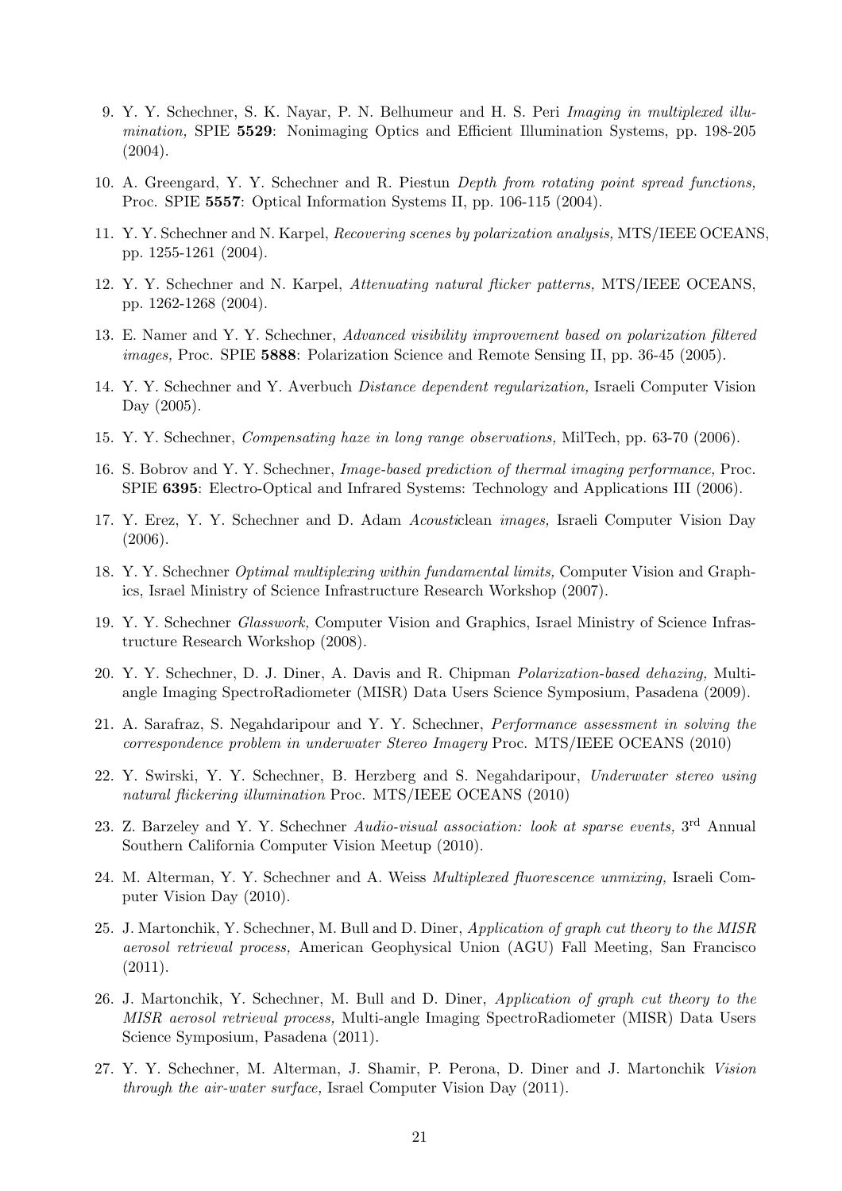9. Y. Y. Schechner, S. K. Nayar, P. N. Belhumeur and H. S. Peri *Imaging in multiplexed illumination,* SPIE **5529**: Nonimaging Optics and Efficient Illumination Systems, pp. 198-205 (2004).

10. A. Greengard, Y. Y. Schechner and R. Piestun *Depth from rotating point spread functions,* Proc. SPIE **5557**: Optical Information Systems II, pp. 106-115 (2004).

11. Y. Y. Schechner and N. Karpel, *Recovering scenes by polarization analysis,* MTS/IEEE OCEANS, pp. 1255-1261 (2004).

12. Y. Y. Schechner and N. Karpel, *Attenuating natural flicker patterns,* MTS/IEEE OCEANS, pp. 1262-1268 (2004).

13. E. Namer and Y. Y. Schechner, *Advanced visibility improvement based on polarization filtered images,* Proc. SPIE **5888**: Polarization Science and Remote Sensing II, pp. 36-45 (2005).

14. Y. Y. Schechner and Y. Averbuch *Distance dependent regularization,* Israeli Computer Vision Day (2005).

15. Y. Y. Schechner, *Compensating haze in long range observations,* MilTech, pp. 63-70 (2006).

16. S. Bobrov and Y. Y. Schechner, *Image-based prediction of thermal imaging performance,* Proc. SPIE **6395**: Electro-Optical and Infrared Systems: Technology and Applications III (2006).

17. Y. Erez, Y. Y. Schechner and D. Adam *Acousticlean images,* Israeli Computer Vision Day (2006).

18. Y. Y. Schechner *Optimal multiplexing within fundamental limits,* Computer Vision and Graphics, Israel Ministry of Science Infrastructure Research Workshop (2007).

19. Y. Y. Schechner *Glasswork,* Computer Vision and Graphics, Israel Ministry of Science Infrastructure Research Workshop (2008).

20. Y. Y. Schechner, D. J. Diner, A. Davis and R. Chipman *Polarization-based dehazing,* Multi-angle Imaging SpectroRadiometer (MISR) Data Users Science Symposium, Pasadena (2009).

21. A. Sarafraz, S. Negahdaripour and Y. Y. Schechner, *Performance assessment in solving the correspondence problem in underwater Stereo Imagery* Proc. MTS/IEEE OCEANS (2010)

22. Y. Swirski, Y. Y. Schechner, B. Herzberg and S. Negahdaripour, *Underwater stereo using natural flickering illumination* Proc. MTS/IEEE OCEANS (2010)

23. Z. Barzeley and Y. Y. Schechner *Audio-visual association: look at sparse events,* 3rd Annual Southern California Computer Vision Meetup (2010).

24. M. Alterman, Y. Y. Schechner and A. Weiss *Multiplexed fluorescence unmixing,* Israeli Computer Vision Day (2010).

25. J. Martonchik, Y. Schechner, M. Bull and D. Diner, *Application of graph cut theory to the MISR aerosol retrieval process,* American Geophysical Union (AGU) Fall Meeting, San Francisco (2011).

26. J. Martonchik, Y. Schechner, M. Bull and D. Diner, *Application of graph cut theory to the MISR aerosol retrieval process,* Multi-angle Imaging SpectroRadiometer (MISR) Data Users Science Symposium, Pasadena (2011).

27. Y. Y. Schechner, M. Alterman, J. Shamir, P. Perona, D. Diner and J. Martonchik *Vision through the air-water surface,* Israel Computer Vision Day (2011).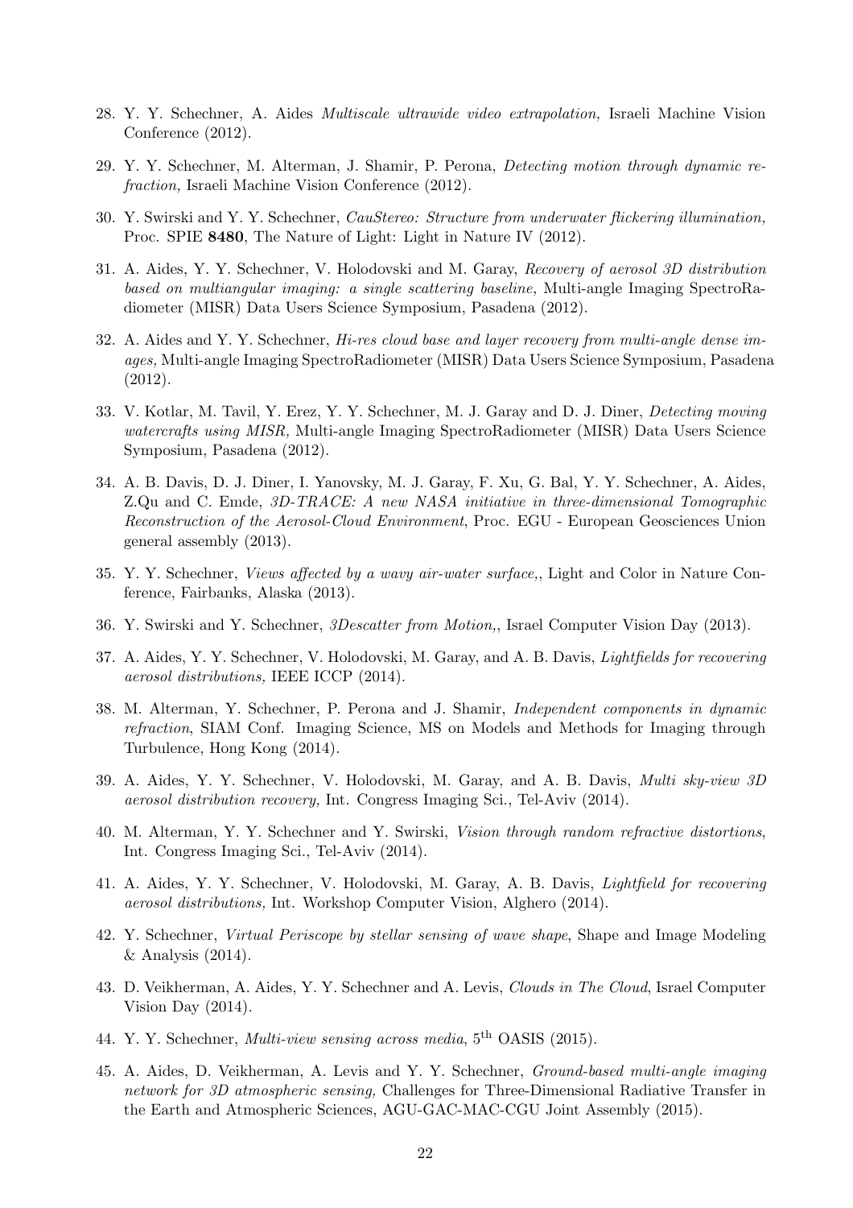28. Y. Y. Schechner, A. Aides *Multiscale ultrawide video extrapolation,* Israeli Machine Vision Conference (2012).

29. Y. Y. Schechner, M. Alterman, J. Shamir, P. Perona, *Detecting motion through dynamic refraction,* Israeli Machine Vision Conference (2012).

30. Y. Swirski and Y. Y. Schechner, *CauStereo: Structure from underwater flickering illumination,* Proc. SPIE **8480**, The Nature of Light: Light in Nature IV (2012).

31. A. Aides, Y. Y. Schechner, V. Holodovski and M. Garay, *Recovery of aerosol 3D distribution based on multiangular imaging: a single scattering baseline,* Multi-angle Imaging SpectroRadiometer (MISR) Data Users Science Symposium, Pasadena (2012).

32. A. Aides and Y. Y. Schechner, *Hi-res cloud base and layer recovery from multi-angle dense images,* Multi-angle Imaging SpectroRadiometer (MISR) Data Users Science Symposium, Pasadena (2012).

33. V. Kotlar, M. Tavil, Y. Erez, Y. Y. Schechner, M. J. Garay and D. J. Diner, *Detecting moving watercrafts using MISR,* Multi-angle Imaging SpectroRadiometer (MISR) Data Users Science Symposium, Pasadena (2012).

34. A. B. Davis, D. J. Diner, I. Yanovsky, M. J. Garay, F. Xu, G. Bal, Y. Y. Schechner, A. Aides, Z.Qu and C. Emde, *3D-TRACE: A new NASA initiative in three-dimensional Tomographic Reconstruction of the Aerosol-Cloud Environment*, Proc. EGU - European Geosciences Union general assembly (2013).

35. Y. Y. Schechner, *Views affected by a wavy air-water surface,*, Light and Color in Nature Conference, Fairbanks, Alaska (2013).

36. Y. Swirski and Y. Schechner, *3Descatter from Motion,*, Israel Computer Vision Day (2013).

37. A. Aides, Y. Y. Schechner, V. Holodovski, M. Garay, and A. B. Davis, *Lightfields for recovering aerosol distributions,* IEEE ICCP (2014).

38. M. Alterman, Y. Schechner, P. Perona and J. Shamir, *Independent components in dynamic refraction*, SIAM Conf. Imaging Science, MS on Models and Methods for Imaging through Turbulence, Hong Kong (2014).

39. A. Aides, Y. Y. Schechner, V. Holodovski, M. Garay, and A. B. Davis, *Multi sky-view 3D aerosol distribution recovery,* Int. Congress Imaging Sci., Tel-Aviv (2014).

40. M. Alterman, Y. Y. Schechner and Y. Swirski, *Vision through random refractive distortions*, Int. Congress Imaging Sci., Tel-Aviv (2014).

41. A. Aides, Y. Y. Schechner, V. Holodovski, M. Garay, A. B. Davis, *Lightfield for recovering aerosol distributions,* Int. Workshop Computer Vision, Alghero (2014).

42. Y. Schechner, *Virtual Periscope by stellar sensing of wave shape*, Shape and Image Modeling & Analysis (2014).

43. D. Veikherman, A. Aides, Y. Y. Schechner and A. Levis, *Clouds in The Cloud*, Israel Computer Vision Day (2014).

44. Y. Y. Schechner, *Multi-view sensing across media*, 5$^{\text{th}}$ OASIS (2015).

45. A. Aides, D. Veikherman, A. Levis and Y. Y. Schechner, *Ground-based multi-angle imaging network for 3D atmospheric sensing,* Challenges for Three-Dimensional Radiative Transfer in the Earth and Atmospheric Sciences, AGU-GAC-MAC-CGU Joint Assembly (2015).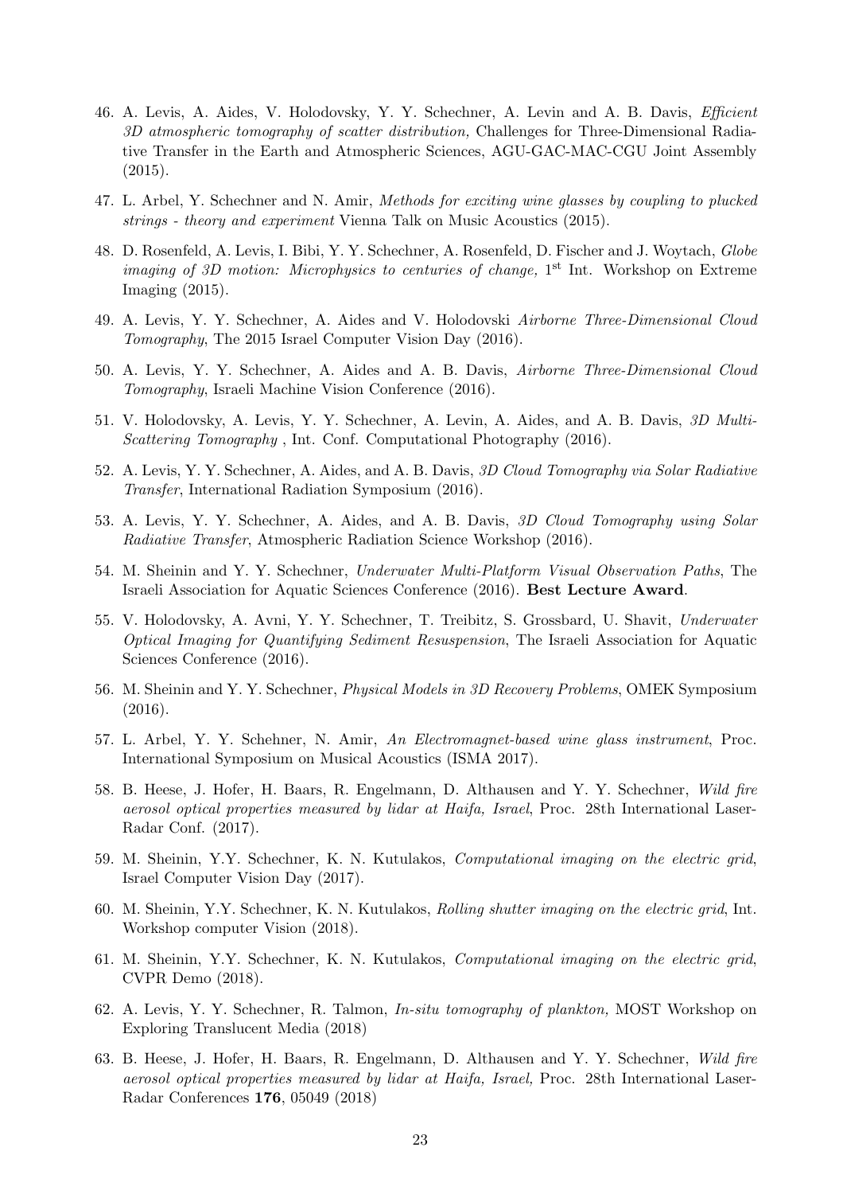46. A. Levis, A. Aides, V. Holodovsky, Y. Y. Schechner, A. Levin and A. B. Davis, *Efficient 3D atmospheric tomography of scatter distribution,* Challenges for Three-Dimensional Radiative Transfer in the Earth and Atmospheric Sciences, AGU-GAC-MAC-CGU Joint Assembly (2015).

47. L. Arbel, Y. Schechner and N. Amir, *Methods for exciting wine glasses by coupling to plucked strings - theory and experiment* Vienna Talk on Music Acoustics (2015).

48. D. Rosenfeld, A. Levis, I. Bibi, Y. Y. Schechner, A. Rosenfeld, D. Fischer and J. Woytach, *Globe imaging of 3D motion: Microphysics to centuries of change,* 1st Int. Workshop on Extreme Imaging (2015).

49. A. Levis, Y. Y. Schechner, A. Aides and V. Holodovski *Airborne Three-Dimensional Cloud Tomography*, The 2015 Israel Computer Vision Day (2016).

50. A. Levis, Y. Y. Schechner, A. Aides and A. B. Davis, *Airborne Three-Dimensional Cloud Tomography*, Israeli Machine Vision Conference (2016).

51. V. Holodovsky, A. Levis, Y. Y. Schechner, A. Levin, A. Aides, and A. B. Davis, *3D Multi-Scattering Tomography* , Int. Conf. Computational Photography (2016).

52. A. Levis, Y. Y. Schechner, A. Aides, and A. B. Davis, *3D Cloud Tomography via Solar Radiative Transfer*, International Radiation Symposium (2016).

53. A. Levis, Y. Y. Schechner, A. Aides, and A. B. Davis, *3D Cloud Tomography using Solar Radiative Transfer*, Atmospheric Radiation Science Workshop (2016).

54. M. Sheinin and Y. Y. Schechner, *Underwater Multi-Platform Visual Observation Paths*, The Israeli Association for Aquatic Sciences Conference (2016). **Best Lecture Award**.

55. V. Holodovsky, A. Avni, Y. Y. Schechner, T. Treibitz, S. Grossbard, U. Shavit, *Underwater Optical Imaging for Quantifying Sediment Resuspension*, The Israeli Association for Aquatic Sciences Conference (2016).

56. M. Sheinin and Y. Y. Schechner, *Physical Models in 3D Recovery Problems*, OMEK Symposium (2016).

57. L. Arbel, Y. Y. Schehner, N. Amir, *An Electromagnet-based wine glass instrument*, Proc. International Symposium on Musical Acoustics (ISMA 2017).

58. B. Heese, J. Hofer, H. Baars, R. Engelmann, D. Althausen and Y. Y. Schechner, *Wild fire aerosol optical properties measured by lidar at Haifa, Israel*, Proc. 28th International Laser-Radar Conf. (2017).

59. M. Sheinin, Y.Y. Schechner, K. N. Kutulakos, *Computational imaging on the electric grid*, Israel Computer Vision Day (2017).

60. M. Sheinin, Y.Y. Schechner, K. N. Kutulakos, *Rolling shutter imaging on the electric grid*, Int. Workshop computer Vision (2018).

61. M. Sheinin, Y.Y. Schechner, K. N. Kutulakos, *Computational imaging on the electric grid*, CVPR Demo (2018).

62. A. Levis, Y. Y. Schechner, R. Talmon, *In-situ tomography of plankton,* MOST Workshop on Exploring Translucent Media (2018)

63. B. Heese, J. Hofer, H. Baars, R. Engelmann, D. Althausen and Y. Y. Schechner, *Wild fire aerosol optical properties measured by lidar at Haifa, Israel,* Proc. 28th International Laser-Radar Conferences **176**, 05049 (2018)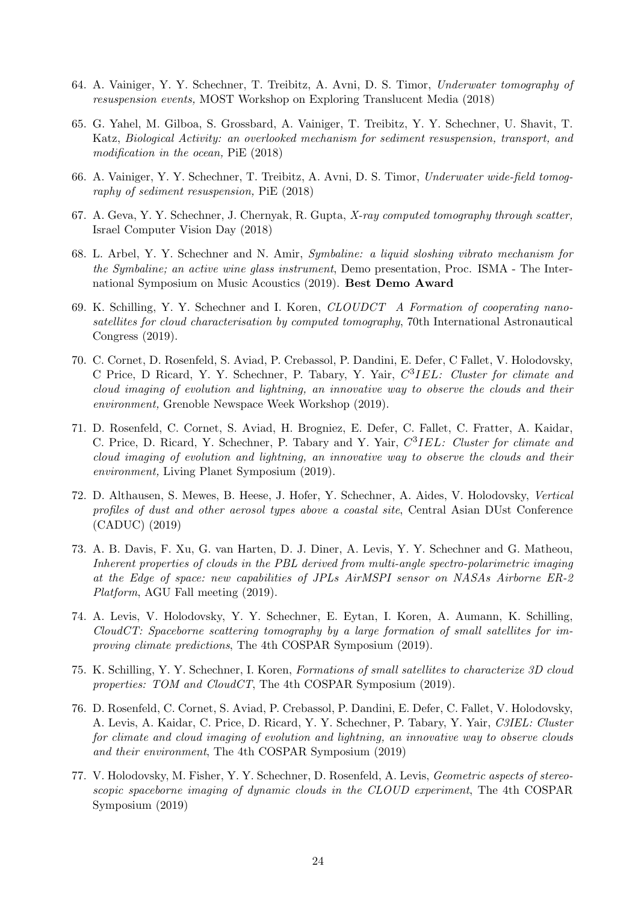64. A. Vainiger, Y. Y. Schechner, T. Treibitz, A. Avni, D. S. Timor, *Underwater tomography of resuspension events,* MOST Workshop on Exploring Translucent Media (2018)

65. G. Yahel, M. Gilboa, S. Grossbard, A. Vainiger, T. Treibitz, Y. Y. Schechner, U. Shavit, T. Katz, *Biological Activity: an overlooked mechanism for sediment resuspension, transport, and modification in the ocean,* PiE (2018)

66. A. Vainiger, Y. Y. Schechner, T. Treibitz, A. Avni, D. S. Timor, *Underwater wide-field tomography of sediment resuspension,* PiE (2018)

67. A. Geva, Y. Y. Schechner, J. Chernyak, R. Gupta, *X-ray computed tomography through scatter,* Israel Computer Vision Day (2018)

68. L. Arbel, Y. Y. Schechner and N. Amir, *Symbaline: a liquid sloshing vibrato mechanism for the Symbaline; an active wine glass instrument*, Demo presentation, Proc. ISMA - The International Symposium on Music Acoustics (2019). **Best Demo Award**

69. K. Schilling, Y. Y. Schechner and I. Koren, *CLOUDCT A Formation of cooperating nanosatellites for cloud characterisation by computed tomography*, 70th International Astronautical Congress (2019).

70. C. Cornet, D. Rosenfeld, S. Aviad, P. Crebassol, P. Dandini, E. Defer, C Fallet, V. Holodovsky, C Price, D Ricard, Y. Y. Schechner, P. Tabary, Y. Yair, *$C^3IEL$: Cluster for climate and cloud imaging of evolution and lightning, an innovative way to observe the clouds and their environment,* Grenoble Newspace Week Workshop (2019).

71. D. Rosenfeld, C. Cornet, S. Aviad, H. Brogniez, E. Defer, C. Fallet, C. Fratter, A. Kaidar, C. Price, D. Ricard, Y. Schechner, P. Tabary and Y. Yair, *$C^3IEL$: Cluster for climate and cloud imaging of evolution and lightning, an innovative way to observe the clouds and their environment,* Living Planet Symposium (2019).

72. D. Althausen, S. Mewes, B. Heese, J. Hofer, Y. Schechner, A. Aides, V. Holodovsky, *Vertical profiles of dust and other aerosol types above a coastal site*, Central Asian DUst Conference (CADUC) (2019)

73. A. B. Davis, F. Xu, G. van Harten, D. J. Diner, A. Levis, Y. Y. Schechner and G. Matheou, *Inherent properties of clouds in the PBL derived from multi-angle spectro-polarimetric imaging at the Edge of space: new capabilities of JPLs AirMSPI sensor on NASAs Airborne ER-2 Platform*, AGU Fall meeting (2019).

74. A. Levis, V. Holodovsky, Y. Y. Schechner, E. Eytan, I. Koren, A. Aumann, K. Schilling, *CloudCT: Spaceborne scattering tomography by a large formation of small satellites for improving climate predictions*, The 4th COSPAR Symposium (2019).

75. K. Schilling, Y. Y. Schechner, I. Koren, *Formations of small satellites to characterize 3D cloud properties: TOM and CloudCT*, The 4th COSPAR Symposium (2019).

76. D. Rosenfeld, C. Cornet, S. Aviad, P. Crebassol, P. Dandini, E. Defer, C. Fallet, V. Holodovsky, A. Levis, A. Kaidar, C. Price, D. Ricard, Y. Y. Schechner, P. Tabary, Y. Yair, *C3IEL: Cluster for climate and cloud imaging of evolution and lightning, an innovative way to observe clouds and their environment*, The 4th COSPAR Symposium (2019)

77. V. Holodovsky, M. Fisher, Y. Y. Schechner, D. Rosenfeld, A. Levis, *Geometric aspects of stereoscopic spaceborne imaging of dynamic clouds in the CLOUD experiment*, The 4th COSPAR Symposium (2019)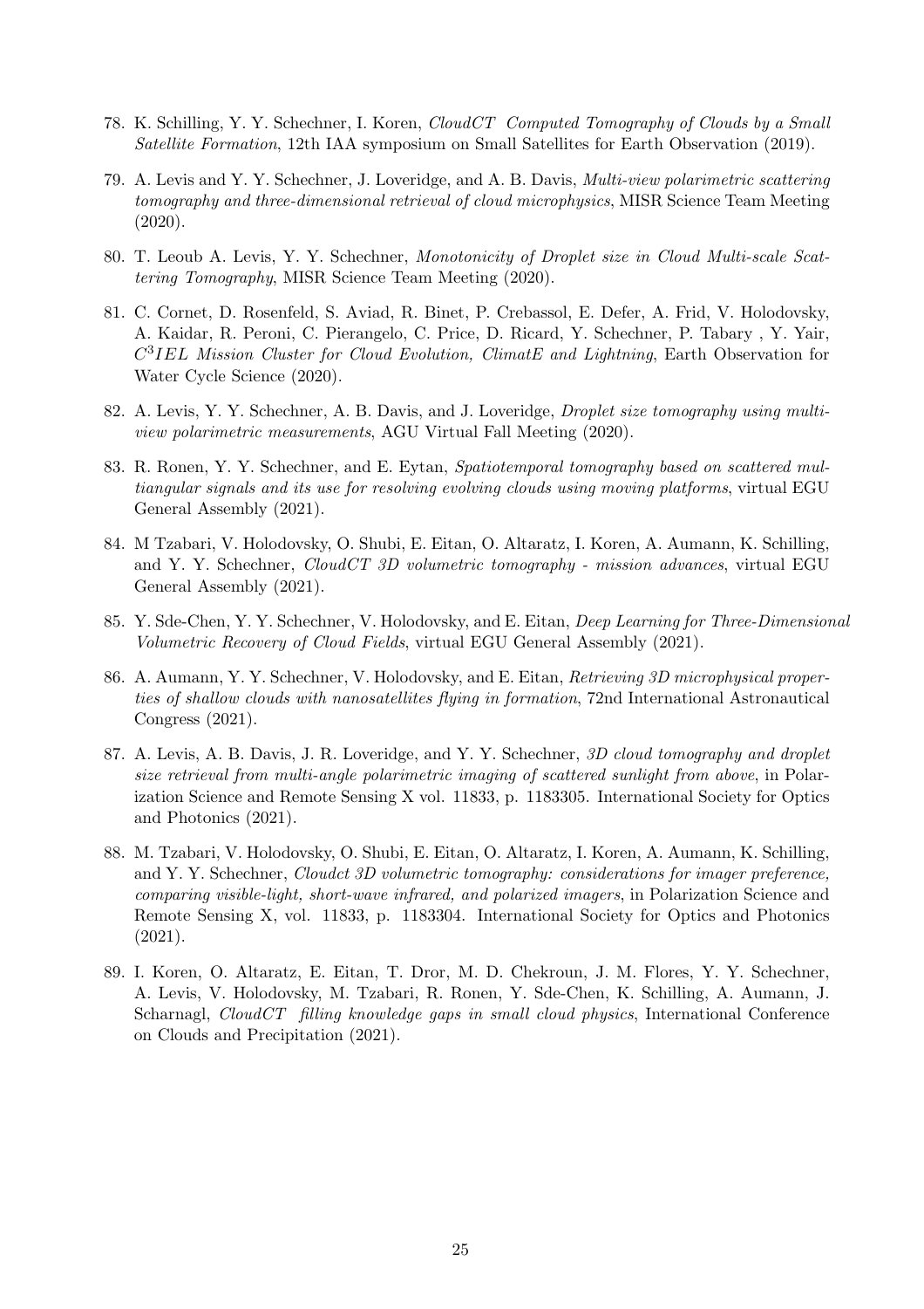78. K. Schilling, Y. Y. Schechner, I. Koren, *CloudCT Computed Tomography of Clouds by a Small Satellite Formation*, 12th IAA symposium on Small Satellites for Earth Observation (2019).

79. A. Levis and Y. Y. Schechner, J. Loveridge, and A. B. Davis, *Multi-view polarimetric scattering tomography and three-dimensional retrieval of cloud microphysics*, MISR Science Team Meeting (2020).

80. T. Leoub A. Levis, Y. Y. Schechner, *Monotonicity of Droplet size in Cloud Multi-scale Scattering Tomography*, MISR Science Team Meeting (2020).

81. C. Cornet, D. Rosenfeld, S. Aviad, R. Binet, P. Crebassol, E. Defer, A. Frid, V. Holodovsky, A. Kaidar, R. Peroni, C. Pierangelo, C. Price, D. Ricard, Y. Schechner, P. Tabary , Y. Yair, *$C^3IEL$ Mission Cluster for Cloud Evolution, ClimatE and Lightning*, Earth Observation for Water Cycle Science (2020).

82. A. Levis, Y. Y. Schechner, A. B. Davis, and J. Loveridge, *Droplet size tomography using multi-view polarimetric measurements*, AGU Virtual Fall Meeting (2020).

83. R. Ronen, Y. Y. Schechner, and E. Eytan, *Spatiotemporal tomography based on scattered multiangular signals and its use for resolving evolving clouds using moving platforms*, virtual EGU General Assembly (2021).

84. M Tzabari, V. Holodovsky, O. Shubi, E. Eitan, O. Altaratz, I. Koren, A. Aumann, K. Schilling, and Y. Y. Schechner, *CloudCT 3D volumetric tomography - mission advances*, virtual EGU General Assembly (2021).

85. Y. Sde-Chen, Y. Y. Schechner, V. Holodovsky, and E. Eitan, *Deep Learning for Three-Dimensional Volumetric Recovery of Cloud Fields*, virtual EGU General Assembly (2021).

86. A. Aumann, Y. Y. Schechner, V. Holodovsky, and E. Eitan, *Retrieving 3D microphysical properties of shallow clouds with nanosatellites flying in formation*, 72nd International Astronautical Congress (2021).

87. A. Levis, A. B. Davis, J. R. Loveridge, and Y. Y. Schechner, *3D cloud tomography and droplet size retrieval from multi-angle polarimetric imaging of scattered sunlight from above*, in Polarization Science and Remote Sensing X vol. 11833, p. 1183305. International Society for Optics and Photonics (2021).

88. M. Tzabari, V. Holodovsky, O. Shubi, E. Eitan, O. Altaratz, I. Koren, A. Aumann, K. Schilling, and Y. Y. Schechner, *Cloudct 3D volumetric tomography: considerations for imager preference, comparing visible-light, short-wave infrared, and polarized imagers*, in Polarization Science and Remote Sensing X, vol. 11833, p. 1183304. International Society for Optics and Photonics (2021).

89. I. Koren, O. Altaratz, E. Eitan, T. Dror, M. D. Chekroun, J. M. Flores, Y. Y. Schechner, A. Levis, V. Holodovsky, M. Tzabari, R. Ronen, Y. Sde-Chen, K. Schilling, A. Aumann, J. Scharnagl, *CloudCT filling knowledge gaps in small cloud physics*, International Conference on Clouds and Precipitation (2021).